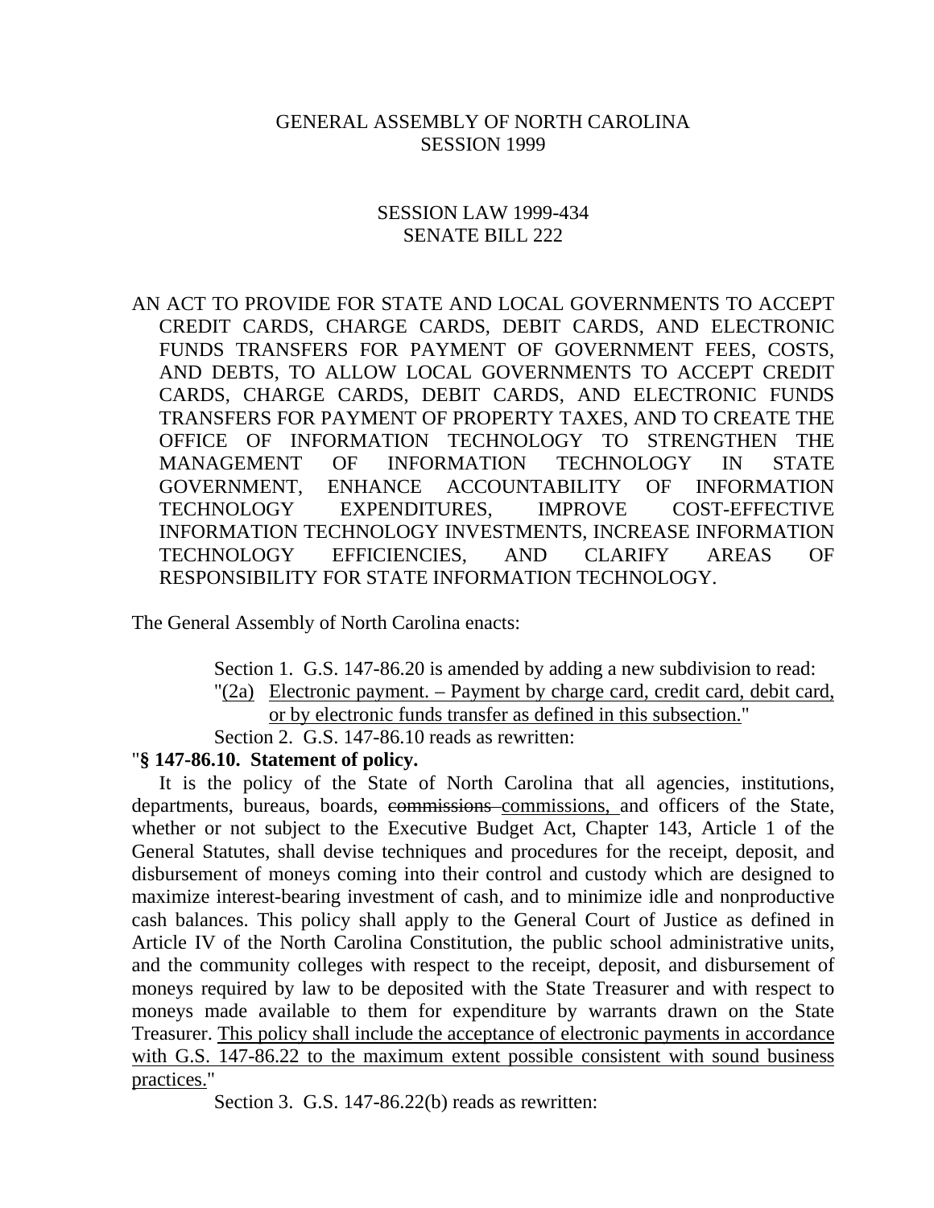GENERAL ASSEMBLY OF NORTH CAROLINA
SESSION 1999

SESSION LAW 1999-434
SENATE BILL 222

AN ACT TO PROVIDE FOR STATE AND LOCAL GOVERNMENTS TO ACCEPT CREDIT CARDS, CHARGE CARDS, DEBIT CARDS, AND ELECTRONIC FUNDS TRANSFERS FOR PAYMENT OF GOVERNMENT FEES, COSTS, AND DEBTS, TO ALLOW LOCAL GOVERNMENTS TO ACCEPT CREDIT CARDS, CHARGE CARDS, DEBIT CARDS, AND ELECTRONIC FUNDS TRANSFERS FOR PAYMENT OF PROPERTY TAXES, AND TO CREATE THE OFFICE OF INFORMATION TECHNOLOGY TO STRENGTHEN THE MANAGEMENT OF INFORMATION TECHNOLOGY IN STATE GOVERNMENT, ENHANCE ACCOUNTABILITY OF INFORMATION TECHNOLOGY EXPENDITURES, IMPROVE COST-EFFECTIVE INFORMATION TECHNOLOGY INVESTMENTS, INCREASE INFORMATION TECHNOLOGY EFFICIENCIES, AND CLARIFY AREAS OF RESPONSIBILITY FOR STATE INFORMATION TECHNOLOGY.

The General Assembly of North Carolina enacts:

Section 1. G.S. 147-86.20 is amended by adding a new subdivision to read:

"<u>(2a) Electronic payment. – Payment by charge card, credit card, debit card, or by electronic funds transfer as defined in this subsection.</u>"

Section 2. G.S. 147-86.10 reads as rewritten:

"**§ 147-86.10. Statement of policy.**

It is the policy of the State of North Carolina that all agencies, institutions, departments, bureaus, boards, ~~commissions~~ <u>commissions,</u> and officers of the State, whether or not subject to the Executive Budget Act, Chapter 143, Article 1 of the General Statutes, shall devise techniques and procedures for the receipt, deposit, and disbursement of moneys coming into their control and custody which are designed to maximize interest-bearing investment of cash, and to minimize idle and nonproductive cash balances. This policy shall apply to the General Court of Justice as defined in Article IV of the North Carolina Constitution, the public school administrative units, and the community colleges with respect to the receipt, deposit, and disbursement of moneys required by law to be deposited with the State Treasurer and with respect to moneys made available to them for expenditure by warrants drawn on the State Treasurer. <u>This policy shall include the acceptance of electronic payments in accordance with G.S. 147-86.22 to the maximum extent possible consistent with sound business practices.</u>"

Section 3. G.S. 147-86.22(b) reads as rewritten: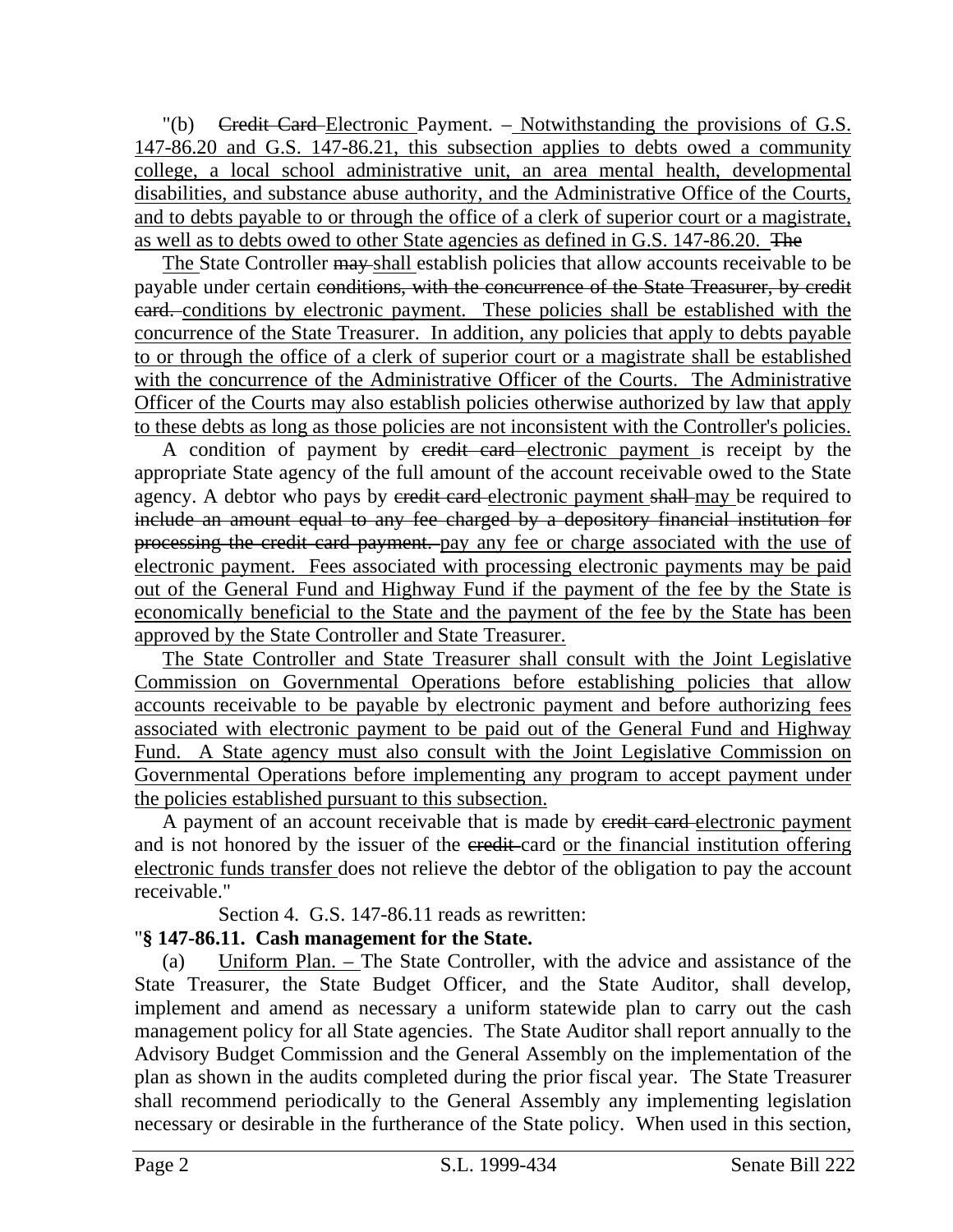"(b) ~~Credit Card~~ Electronic Payment. – Notwithstanding the provisions of G.S. 147-86.20 and G.S. 147-86.21, this subsection applies to debts owed a community college, a local school administrative unit, an area mental health, developmental disabilities, and substance abuse authority, and the Administrative Office of the Courts, and to debts payable to or through the office of a clerk of superior court or a magistrate, as well as to debts owed to other State agencies as defined in G.S. 147-86.20. ~~The~~

The State Controller ~~may~~ shall establish policies that allow accounts receivable to be payable under certain ~~conditions, with the concurrence of the State Treasurer, by credit card.~~ conditions by electronic payment. These policies shall be established with the concurrence of the State Treasurer. In addition, any policies that apply to debts payable to or through the office of a clerk of superior court or a magistrate shall be established with the concurrence of the Administrative Officer of the Courts. The Administrative Officer of the Courts may also establish policies otherwise authorized by law that apply to these debts as long as those policies are not inconsistent with the Controller's policies.

A condition of payment by ~~credit card~~ electronic payment is receipt by the appropriate State agency of the full amount of the account receivable owed to the State agency. A debtor who pays by ~~credit card~~ electronic payment ~~shall~~ may be required to ~~include an amount equal to any fee charged by a depository financial institution for processing the credit card payment.~~ pay any fee or charge associated with the use of electronic payment. Fees associated with processing electronic payments may be paid out of the General Fund and Highway Fund if the payment of the fee by the State is economically beneficial to the State and the payment of the fee by the State has been approved by the State Controller and State Treasurer.

The State Controller and State Treasurer shall consult with the Joint Legislative Commission on Governmental Operations before establishing policies that allow accounts receivable to be payable by electronic payment and before authorizing fees associated with electronic payment to be paid out of the General Fund and Highway Fund. A State agency must also consult with the Joint Legislative Commission on Governmental Operations before implementing any program to accept payment under the policies established pursuant to this subsection.

A payment of an account receivable that is made by ~~credit card~~ electronic payment and is not honored by the issuer of the ~~credit~~ card or the financial institution offering electronic funds transfer does not relieve the debtor of the obligation to pay the account receivable."

Section 4. G.S. 147-86.11 reads as rewritten:

"**§ 147-86.11. Cash management for the State.**

(a) Uniform Plan. – The State Controller, with the advice and assistance of the State Treasurer, the State Budget Officer, and the State Auditor, shall develop, implement and amend as necessary a uniform statewide plan to carry out the cash management policy for all State agencies. The State Auditor shall report annually to the Advisory Budget Commission and the General Assembly on the implementation of the plan as shown in the audits completed during the prior fiscal year. The State Treasurer shall recommend periodically to the General Assembly any implementing legislation necessary or desirable in the furtherance of the State policy. When used in this section,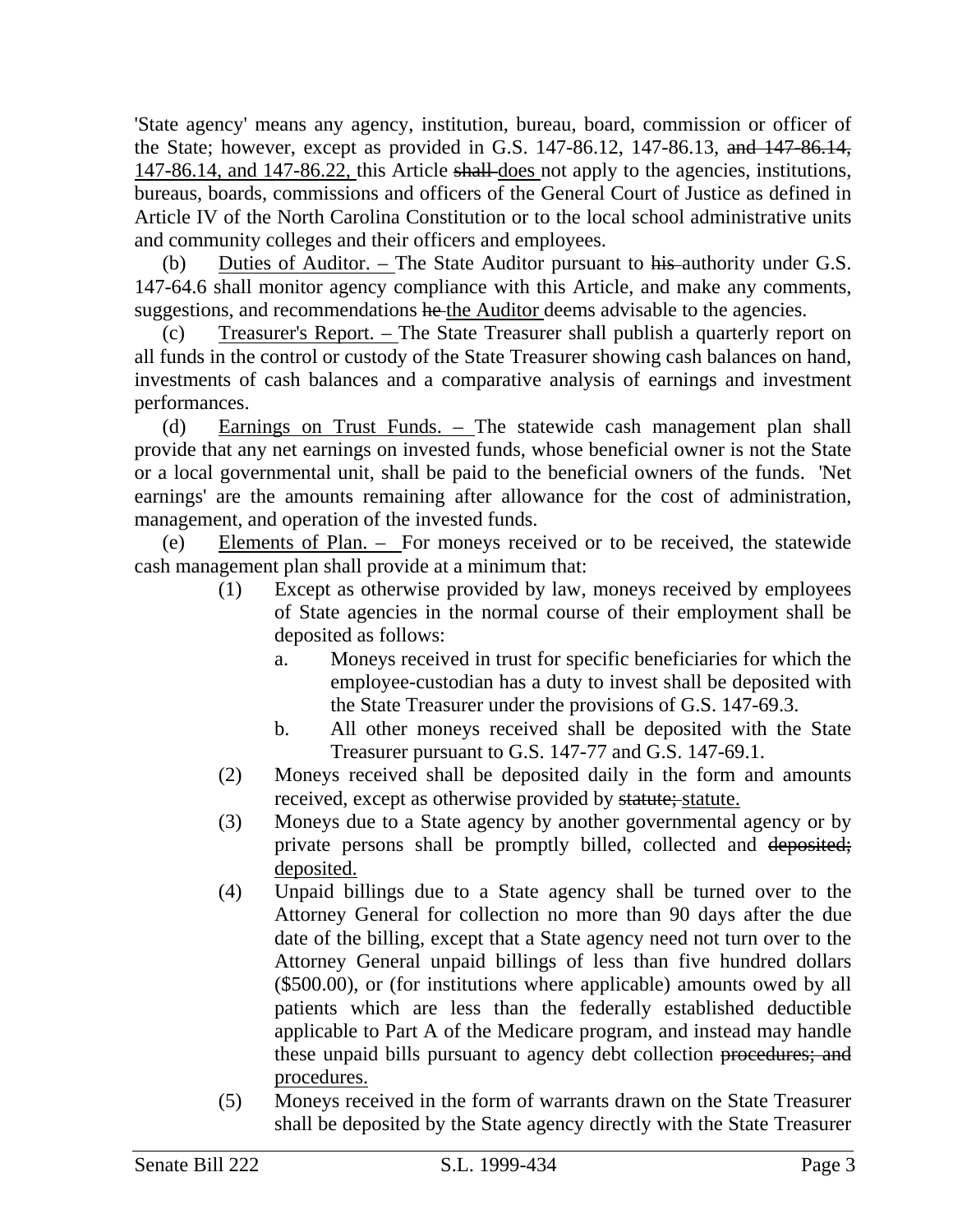'State agency' means any agency, institution, bureau, board, commission or officer of the State; however, except as provided in G.S. 147-86.12, 147-86.13, ~~and 147-86.14,~~ 147-86.14, and 147-86.22, this Article ~~shall~~ does not apply to the agencies, institutions, bureaus, boards, commissions and officers of the General Court of Justice as defined in Article IV of the North Carolina Constitution or to the local school administrative units and community colleges and their officers and employees.

(b) Duties of Auditor. – The State Auditor pursuant to ~~his~~ authority under G.S. 147-64.6 shall monitor agency compliance with this Article, and make any comments, suggestions, and recommendations ~~he~~ the Auditor deems advisable to the agencies.

(c) Treasurer's Report. – The State Treasurer shall publish a quarterly report on all funds in the control or custody of the State Treasurer showing cash balances on hand, investments of cash balances and a comparative analysis of earnings and investment performances.

(d) Earnings on Trust Funds. – The statewide cash management plan shall provide that any net earnings on invested funds, whose beneficial owner is not the State or a local governmental unit, shall be paid to the beneficial owners of the funds. 'Net earnings' are the amounts remaining after allowance for the cost of administration, management, and operation of the invested funds.

(e) Elements of Plan. – For moneys received or to be received, the statewide cash management plan shall provide at a minimum that:

(1) Except as otherwise provided by law, moneys received by employees of State agencies in the normal course of their employment shall be deposited as follows:

a. Moneys received in trust for specific beneficiaries for which the employee-custodian has a duty to invest shall be deposited with the State Treasurer under the provisions of G.S. 147-69.3.

b. All other moneys received shall be deposited with the State Treasurer pursuant to G.S. 147-77 and G.S. 147-69.1.

(2) Moneys received shall be deposited daily in the form and amounts received, except as otherwise provided by ~~statute;~~ statute.

(3) Moneys due to a State agency by another governmental agency or by private persons shall be promptly billed, collected and ~~deposited;~~ deposited.

(4) Unpaid billings due to a State agency shall be turned over to the Attorney General for collection no more than 90 days after the due date of the billing, except that a State agency need not turn over to the Attorney General unpaid billings of less than five hundred dollars ($500.00), or (for institutions where applicable) amounts owed by all patients which are less than the federally established deductible applicable to Part A of the Medicare program, and instead may handle these unpaid bills pursuant to agency debt collection ~~procedures; and~~ procedures.

(5) Moneys received in the form of warrants drawn on the State Treasurer shall be deposited by the State agency directly with the State Treasurer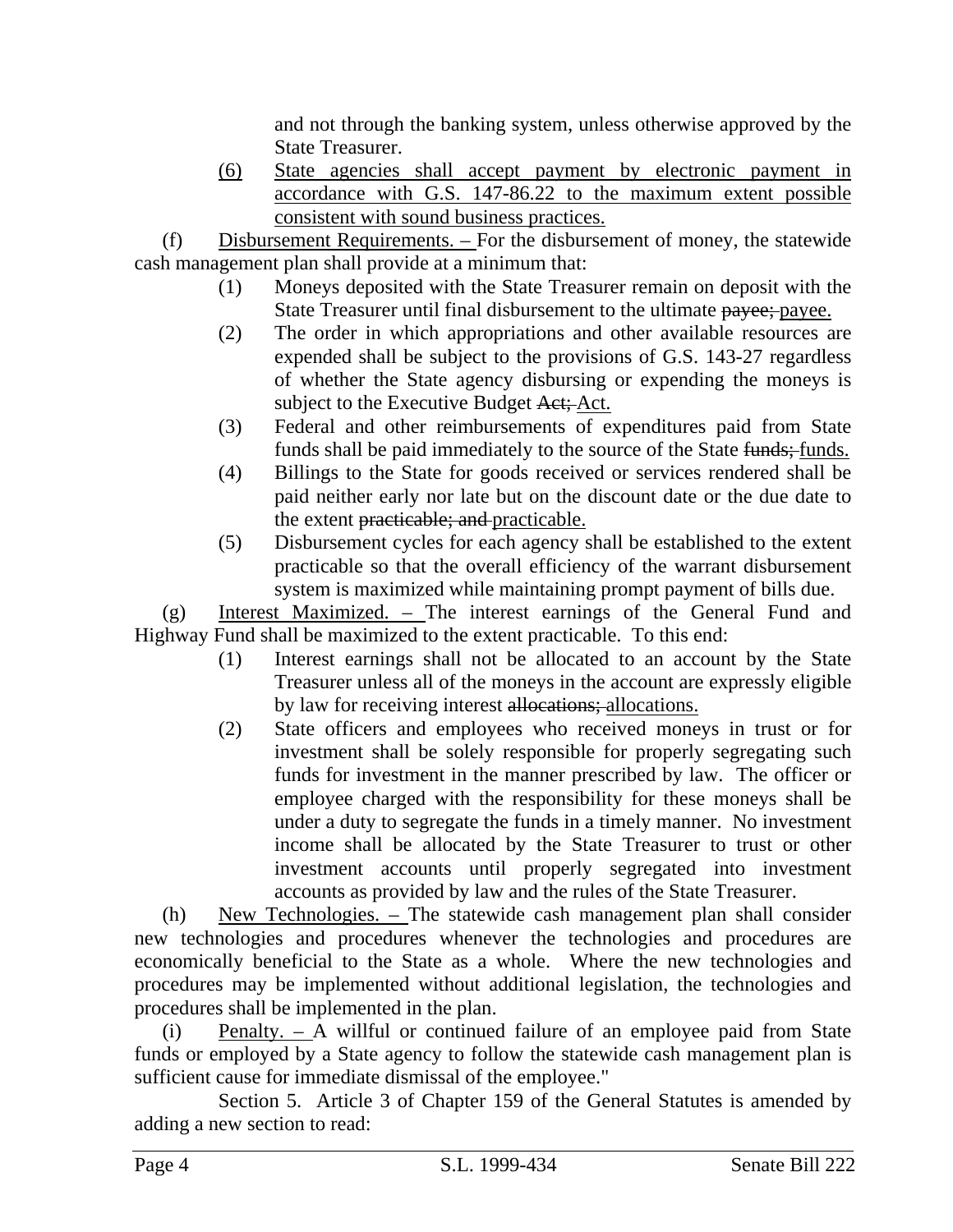and not through the banking system, unless otherwise approved by the State Treasurer.

(6) State agencies shall accept payment by electronic payment in accordance with G.S. 147-86.22 to the maximum extent possible consistent with sound business practices.

(f) Disbursement Requirements. – For the disbursement of money, the statewide cash management plan shall provide at a minimum that:

(1) Moneys deposited with the State Treasurer remain on deposit with the State Treasurer until final disbursement to the ultimate ~~payee;~~ payee.

(2) The order in which appropriations and other available resources are expended shall be subject to the provisions of G.S. 143-27 regardless of whether the State agency disbursing or expending the moneys is subject to the Executive Budget ~~Act;~~ Act.

(3) Federal and other reimbursements of expenditures paid from State funds shall be paid immediately to the source of the State ~~funds;~~ funds.

(4) Billings to the State for goods received or services rendered shall be paid neither early nor late but on the discount date or the due date to the extent ~~practicable; and~~ practicable.

(5) Disbursement cycles for each agency shall be established to the extent practicable so that the overall efficiency of the warrant disbursement system is maximized while maintaining prompt payment of bills due.

(g) Interest Maximized. – The interest earnings of the General Fund and Highway Fund shall be maximized to the extent practicable. To this end:

(1) Interest earnings shall not be allocated to an account by the State Treasurer unless all of the moneys in the account are expressly eligible by law for receiving interest ~~allocations;~~ allocations.

(2) State officers and employees who received moneys in trust or for investment shall be solely responsible for properly segregating such funds for investment in the manner prescribed by law. The officer or employee charged with the responsibility for these moneys shall be under a duty to segregate the funds in a timely manner. No investment income shall be allocated by the State Treasurer to trust or other investment accounts until properly segregated into investment accounts as provided by law and the rules of the State Treasurer.

(h) New Technologies. – The statewide cash management plan shall consider new technologies and procedures whenever the technologies and procedures are economically beneficial to the State as a whole. Where the new technologies and procedures may be implemented without additional legislation, the technologies and procedures shall be implemented in the plan.

(i) Penalty. – A willful or continued failure of an employee paid from State funds or employed by a State agency to follow the statewide cash management plan is sufficient cause for immediate dismissal of the employee."

Section 5. Article 3 of Chapter 159 of the General Statutes is amended by adding a new section to read: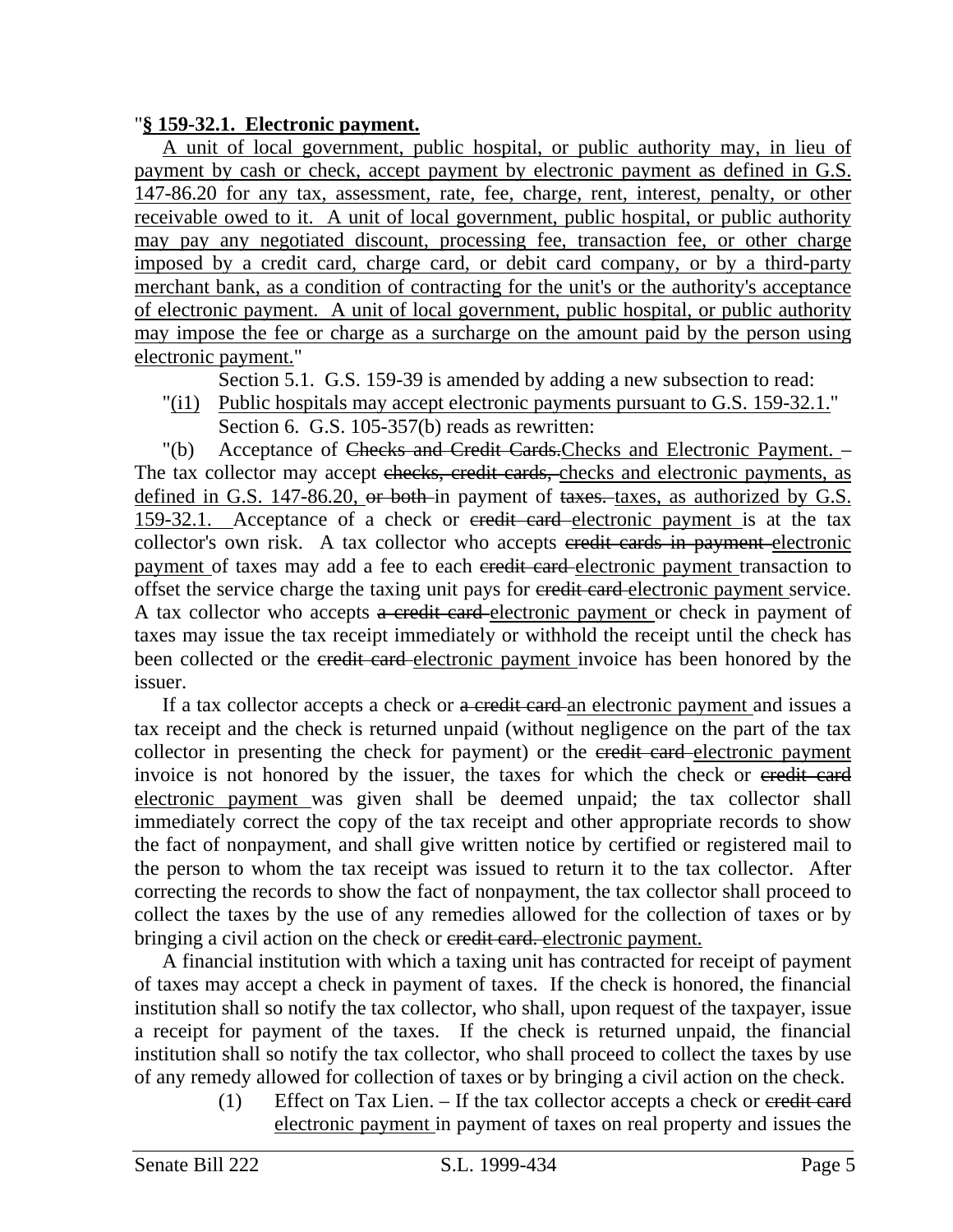"**§ 159-32.1. Electronic payment.**

A unit of local government, public hospital, or public authority may, in lieu of payment by cash or check, accept payment by electronic payment as defined in G.S. 147-86.20 for any tax, assessment, rate, fee, charge, rent, interest, penalty, or other receivable owed to it. A unit of local government, public hospital, or public authority may pay any negotiated discount, processing fee, transaction fee, or other charge imposed by a credit card, charge card, or debit card company, or by a third-party merchant bank, as a condition of contracting for the unit's or the authority's acceptance of electronic payment. A unit of local government, public hospital, or public authority may impose the fee or charge as a surcharge on the amount paid by the person using electronic payment."

Section 5.1. G.S. 159-39 is amended by adding a new subsection to read:

"(i1) Public hospitals may accept electronic payments pursuant to G.S. 159-32.1."

Section 6. G.S. 105-357(b) reads as rewritten:

"(b) Acceptance of ~~Checks and Credit Cards.~~Checks and Electronic Payment. – The tax collector may accept ~~checks, credit cards,~~ checks and electronic payments, as defined in G.S. 147-86.20, ~~or both~~ in payment of ~~taxes.~~ taxes, as authorized by G.S. 159-32.1. Acceptance of a check or ~~credit card~~ electronic payment is at the tax collector's own risk. A tax collector who accepts ~~credit cards in payment~~ electronic payment of taxes may add a fee to each ~~credit card~~ electronic payment transaction to offset the service charge the taxing unit pays for ~~credit card~~ electronic payment service. A tax collector who accepts ~~a credit card~~ electronic payment or check in payment of taxes may issue the tax receipt immediately or withhold the receipt until the check has been collected or the ~~credit card~~ electronic payment invoice has been honored by the issuer.

If a tax collector accepts a check or ~~a credit card~~ an electronic payment and issues a tax receipt and the check is returned unpaid (without negligence on the part of the tax collector in presenting the check for payment) or the ~~credit card~~ electronic payment invoice is not honored by the issuer, the taxes for which the check or ~~credit card~~ electronic payment was given shall be deemed unpaid; the tax collector shall immediately correct the copy of the tax receipt and other appropriate records to show the fact of nonpayment, and shall give written notice by certified or registered mail to the person to whom the tax receipt was issued to return it to the tax collector. After correcting the records to show the fact of nonpayment, the tax collector shall proceed to collect the taxes by the use of any remedies allowed for the collection of taxes or by bringing a civil action on the check or ~~credit card.~~ electronic payment.

A financial institution with which a taxing unit has contracted for receipt of payment of taxes may accept a check in payment of taxes. If the check is honored, the financial institution shall so notify the tax collector, who shall, upon request of the taxpayer, issue a receipt for payment of the taxes. If the check is returned unpaid, the financial institution shall so notify the tax collector, who shall proceed to collect the taxes by use of any remedy allowed for collection of taxes or by bringing a civil action on the check.

(1) Effect on Tax Lien. – If the tax collector accepts a check or ~~credit card~~ electronic payment in payment of taxes on real property and issues the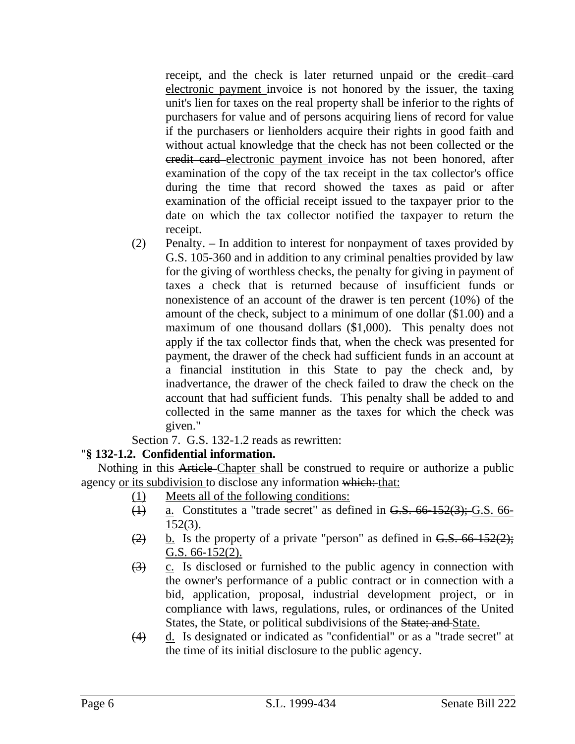receipt, and the check is later returned unpaid or the ~~credit card~~ <u>electronic payment</u> invoice is not honored by the issuer, the taxing unit's lien for taxes on the real property shall be inferior to the rights of purchasers for value and of persons acquiring liens of record for value if the purchasers or lienholders acquire their rights in good faith and without actual knowledge that the check has not been collected or the ~~credit card~~ <u>electronic payment</u> invoice has not been honored, after examination of the copy of the tax receipt in the tax collector's office during the time that record showed the taxes as paid or after examination of the official receipt issued to the taxpayer prior to the date on which the tax collector notified the taxpayer to return the receipt.

(2) Penalty. – In addition to interest for nonpayment of taxes provided by G.S. 105-360 and in addition to any criminal penalties provided by law for the giving of worthless checks, the penalty for giving in payment of taxes a check that is returned because of insufficient funds or nonexistence of an account of the drawer is ten percent (10%) of the amount of the check, subject to a minimum of one dollar ($1.00) and a maximum of one thousand dollars ($1,000). This penalty does not apply if the tax collector finds that, when the check was presented for payment, the drawer of the check had sufficient funds in an account at a financial institution in this State to pay the check and, by inadvertance, the drawer of the check failed to draw the check on the account that had sufficient funds. This penalty shall be added to and collected in the same manner as the taxes for which the check was given."

Section 7. G.S. 132-1.2 reads as rewritten:

"**§ 132-1.2. Confidential information.**

Nothing in this ~~Article~~ <u>Chapter</u> shall be construed to require or authorize a public agency <u>or its subdivision</u> to disclose any information ~~which:~~ <u>that:</u>

<u>(1)</u> <u>Meets all of the following conditions:</u>

~~(1)~~ <u>a.</u> Constitutes a "trade secret" as defined in ~~G.S. 66-152(3);~~ <u>G.S. 66-152(3).</u>

~~(2)~~ <u>b.</u> Is the property of a private "person" as defined in ~~G.S. 66-152(2);~~ <u>G.S. 66-152(2).</u>

~~(3)~~ <u>c.</u> Is disclosed or furnished to the public agency in connection with the owner's performance of a public contract or in connection with a bid, application, proposal, industrial development project, or in compliance with laws, regulations, rules, or ordinances of the United States, the State, or political subdivisions of the ~~State; and~~ <u>State.</u>

~~(4)~~ <u>d.</u> Is designated or indicated as "confidential" or as a "trade secret" at the time of its initial disclosure to the public agency.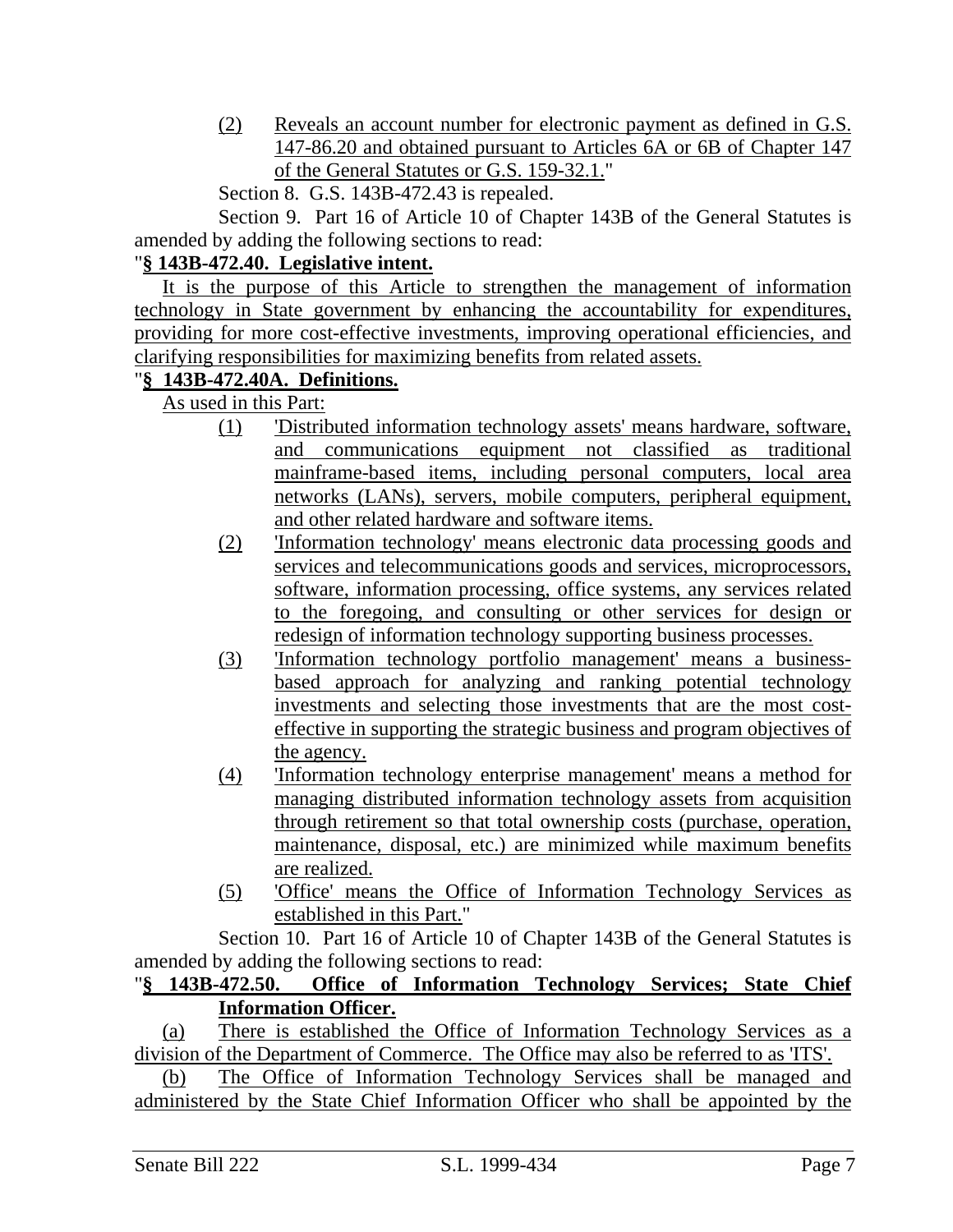(2) Reveals an account number for electronic payment as defined in G.S. 147-86.20 and obtained pursuant to Articles 6A or 6B of Chapter 147 of the General Statutes or G.S. 159-32.1."

Section 8. G.S. 143B-472.43 is repealed.

Section 9. Part 16 of Article 10 of Chapter 143B of the General Statutes is amended by adding the following sections to read:

"**§ 143B-472.40. Legislative intent.**

It is the purpose of this Article to strengthen the management of information technology in State government by enhancing the accountability for expenditures, providing for more cost-effective investments, improving operational efficiencies, and clarifying responsibilities for maximizing benefits from related assets.

"**§ 143B-472.40A. Definitions.**

As used in this Part:

(1) 'Distributed information technology assets' means hardware, software, and communications equipment not classified as traditional mainframe-based items, including personal computers, local area networks (LANs), servers, mobile computers, peripheral equipment, and other related hardware and software items.

(2) 'Information technology' means electronic data processing goods and services and telecommunications goods and services, microprocessors, software, information processing, office systems, any services related to the foregoing, and consulting or other services for design or redesign of information technology supporting business processes.

(3) 'Information technology portfolio management' means a business-based approach for analyzing and ranking potential technology investments and selecting those investments that are the most cost-effective in supporting the strategic business and program objectives of the agency.

(4) 'Information technology enterprise management' means a method for managing distributed information technology assets from acquisition through retirement so that total ownership costs (purchase, operation, maintenance, disposal, etc.) are minimized while maximum benefits are realized.

(5) 'Office' means the Office of Information Technology Services as established in this Part."

Section 10. Part 16 of Article 10 of Chapter 143B of the General Statutes is amended by adding the following sections to read:

"**§ 143B-472.50. Office of Information Technology Services; State Chief Information Officer.**

(a) There is established the Office of Information Technology Services as a division of the Department of Commerce. The Office may also be referred to as 'ITS'.

(b) The Office of Information Technology Services shall be managed and administered by the State Chief Information Officer who shall be appointed by the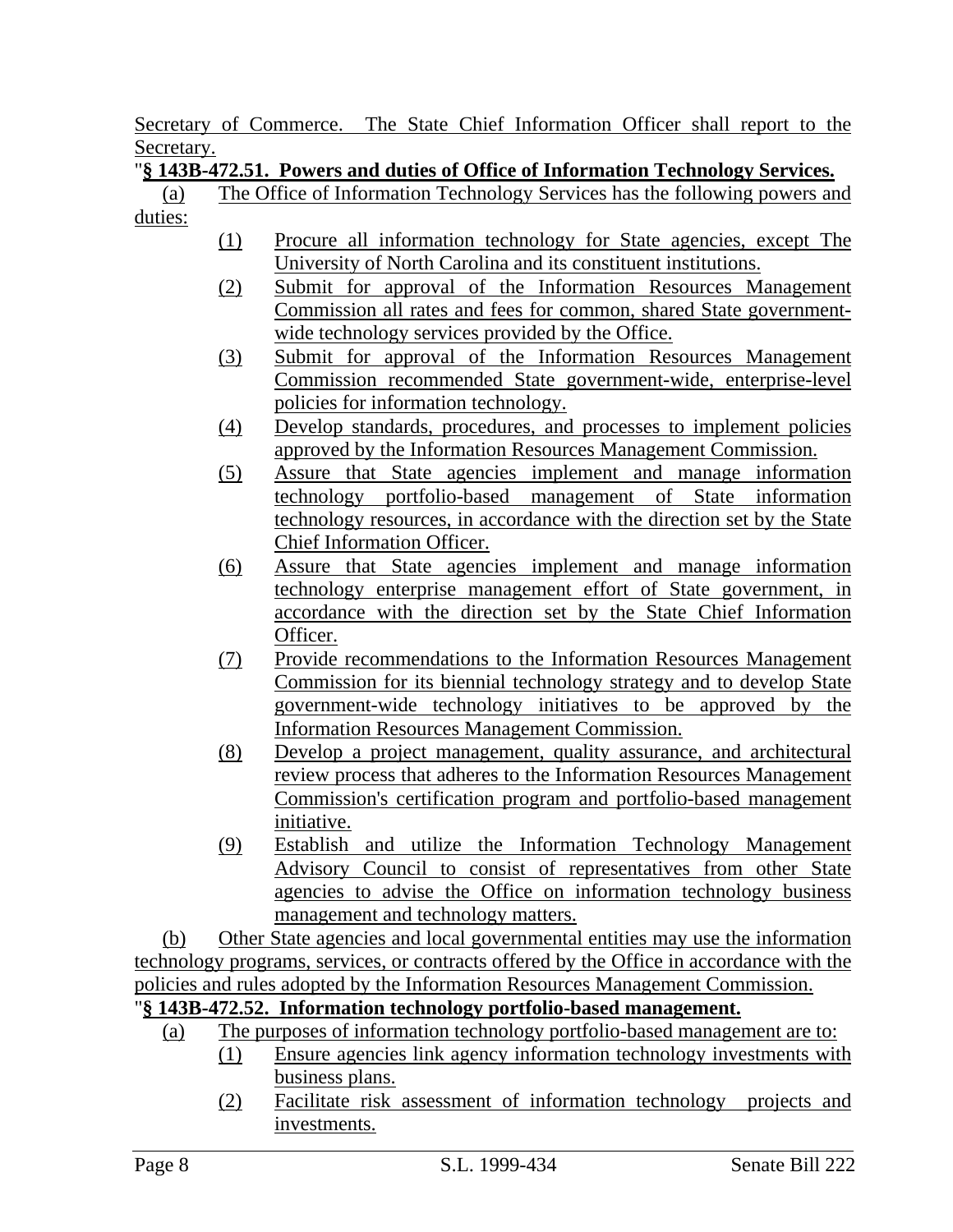Secretary of Commerce. The State Chief Information Officer shall report to the Secretary.

"**§ 143B-472.51. Powers and duties of Office of Information Technology Services.**

(a) The Office of Information Technology Services has the following powers and duties:

(1) Procure all information technology for State agencies, except The University of North Carolina and its constituent institutions.

(2) Submit for approval of the Information Resources Management Commission all rates and fees for common, shared State government-wide technology services provided by the Office.

(3) Submit for approval of the Information Resources Management Commission recommended State government-wide, enterprise-level policies for information technology.

(4) Develop standards, procedures, and processes to implement policies approved by the Information Resources Management Commission.

(5) Assure that State agencies implement and manage information technology portfolio-based management of State information technology resources, in accordance with the direction set by the State Chief Information Officer.

(6) Assure that State agencies implement and manage information technology enterprise management effort of State government, in accordance with the direction set by the State Chief Information Officer.

(7) Provide recommendations to the Information Resources Management Commission for its biennial technology strategy and to develop State government-wide technology initiatives to be approved by the Information Resources Management Commission.

(8) Develop a project management, quality assurance, and architectural review process that adheres to the Information Resources Management Commission's certification program and portfolio-based management initiative.

(9) Establish and utilize the Information Technology Management Advisory Council to consist of representatives from other State agencies to advise the Office on information technology business management and technology matters.

(b) Other State agencies and local governmental entities may use the information technology programs, services, or contracts offered by the Office in accordance with the policies and rules adopted by the Information Resources Management Commission.

"**§ 143B-472.52. Information technology portfolio-based management.**

(a) The purposes of information technology portfolio-based management are to:

(1) Ensure agencies link agency information technology investments with business plans.

(2) Facilitate risk assessment of information technology projects and investments.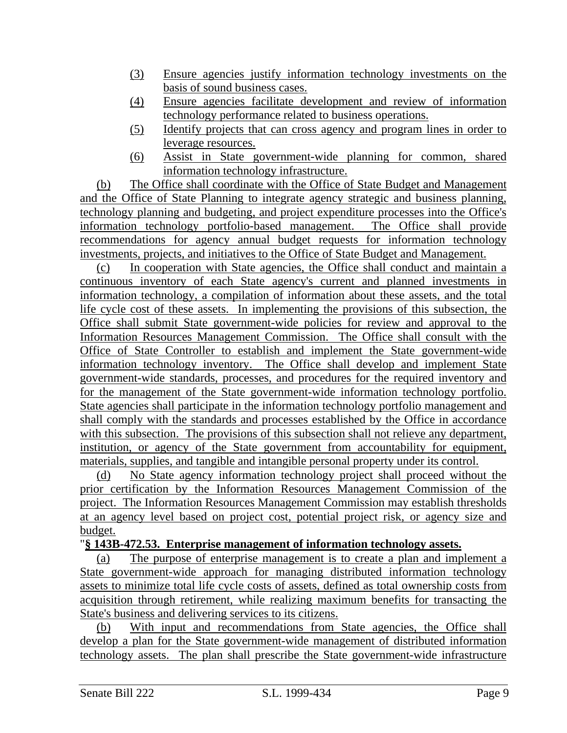(3) Ensure agencies justify information technology investments on the basis of sound business cases.

(4) Ensure agencies facilitate development and review of information technology performance related to business operations.

(5) Identify projects that can cross agency and program lines in order to leverage resources.

(6) Assist in State government-wide planning for common, shared information technology infrastructure.

(b) The Office shall coordinate with the Office of State Budget and Management and the Office of State Planning to integrate agency strategic and business planning, technology planning and budgeting, and project expenditure processes into the Office's information technology portfolio-based management. The Office shall provide recommendations for agency annual budget requests for information technology investments, projects, and initiatives to the Office of State Budget and Management.

(c) In cooperation with State agencies, the Office shall conduct and maintain a continuous inventory of each State agency's current and planned investments in information technology, a compilation of information about these assets, and the total life cycle cost of these assets. In implementing the provisions of this subsection, the Office shall submit State government-wide policies for review and approval to the Information Resources Management Commission. The Office shall consult with the Office of State Controller to establish and implement the State government-wide information technology inventory. The Office shall develop and implement State government-wide standards, processes, and procedures for the required inventory and for the management of the State government-wide information technology portfolio. State agencies shall participate in the information technology portfolio management and shall comply with the standards and processes established by the Office in accordance with this subsection. The provisions of this subsection shall not relieve any department, institution, or agency of the State government from accountability for equipment, materials, supplies, and tangible and intangible personal property under its control.

(d) No State agency information technology project shall proceed without the prior certification by the Information Resources Management Commission of the project. The Information Resources Management Commission may establish thresholds at an agency level based on project cost, potential project risk, or agency size and budget.

"**§ 143B-472.53. Enterprise management of information technology assets.**

(a) The purpose of enterprise management is to create a plan and implement a State government-wide approach for managing distributed information technology assets to minimize total life cycle costs of assets, defined as total ownership costs from acquisition through retirement, while realizing maximum benefits for transacting the State's business and delivering services to its citizens.

(b) With input and recommendations from State agencies, the Office shall develop a plan for the State government-wide management of distributed information technology assets. The plan shall prescribe the State government-wide infrastructure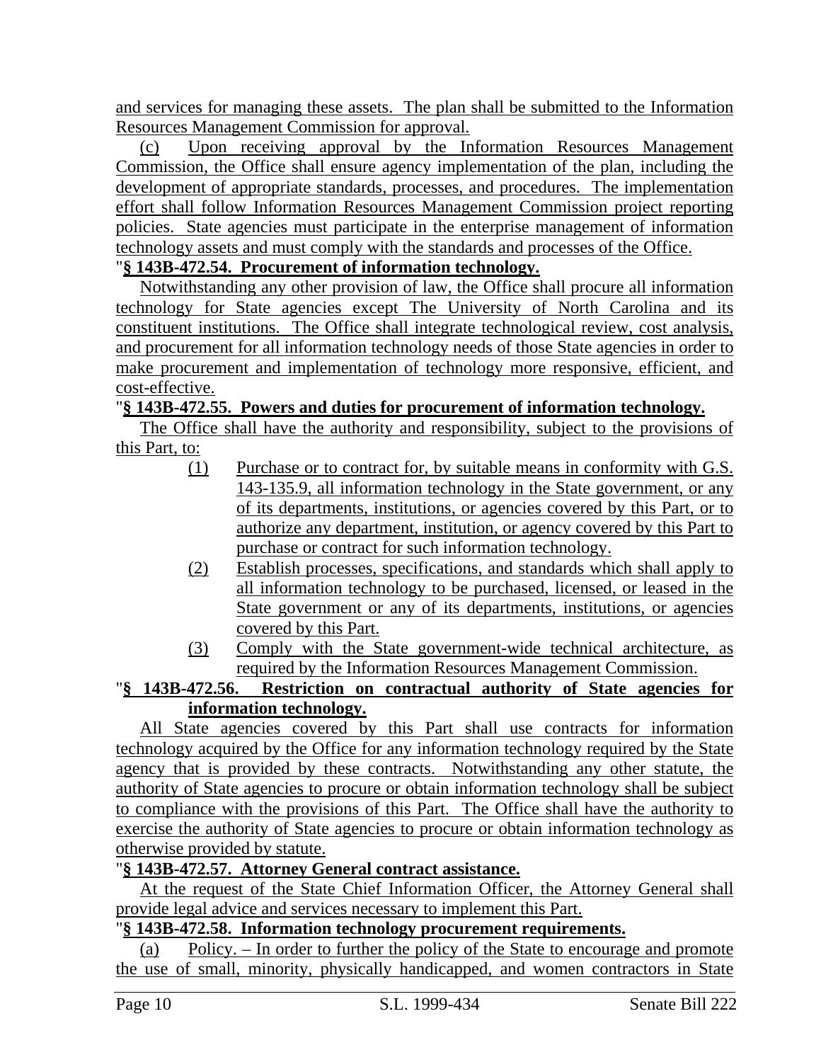and services for managing these assets. The plan shall be submitted to the Information Resources Management Commission for approval.

(c) Upon receiving approval by the Information Resources Management Commission, the Office shall ensure agency implementation of the plan, including the development of appropriate standards, processes, and procedures. The implementation effort shall follow Information Resources Management Commission project reporting policies. State agencies must participate in the enterprise management of information technology assets and must comply with the standards and processes of the Office.

"**§ 143B-472.54. Procurement of information technology.**

Notwithstanding any other provision of law, the Office shall procure all information technology for State agencies except The University of North Carolina and its constituent institutions. The Office shall integrate technological review, cost analysis, and procurement for all information technology needs of those State agencies in order to make procurement and implementation of technology more responsive, efficient, and cost-effective.

"**§ 143B-472.55. Powers and duties for procurement of information technology.**

The Office shall have the authority and responsibility, subject to the provisions of this Part, to:

(1) Purchase or to contract for, by suitable means in conformity with G.S. 143-135.9, all information technology in the State government, or any of its departments, institutions, or agencies covered by this Part, or to authorize any department, institution, or agency covered by this Part to purchase or contract for such information technology.

(2) Establish processes, specifications, and standards which shall apply to all information technology to be purchased, licensed, or leased in the State government or any of its departments, institutions, or agencies covered by this Part.

(3) Comply with the State government-wide technical architecture, as required by the Information Resources Management Commission.

"**§ 143B-472.56. Restriction on contractual authority of State agencies for information technology.**

All State agencies covered by this Part shall use contracts for information technology acquired by the Office for any information technology required by the State agency that is provided by these contracts. Notwithstanding any other statute, the authority of State agencies to procure or obtain information technology shall be subject to compliance with the provisions of this Part. The Office shall have the authority to exercise the authority of State agencies to procure or obtain information technology as otherwise provided by statute.

"**§ 143B-472.57. Attorney General contract assistance.**

At the request of the State Chief Information Officer, the Attorney General shall provide legal advice and services necessary to implement this Part.

"**§ 143B-472.58. Information technology procurement requirements.**

(a) Policy. – In order to further the policy of the State to encourage and promote the use of small, minority, physically handicapped, and women contractors in State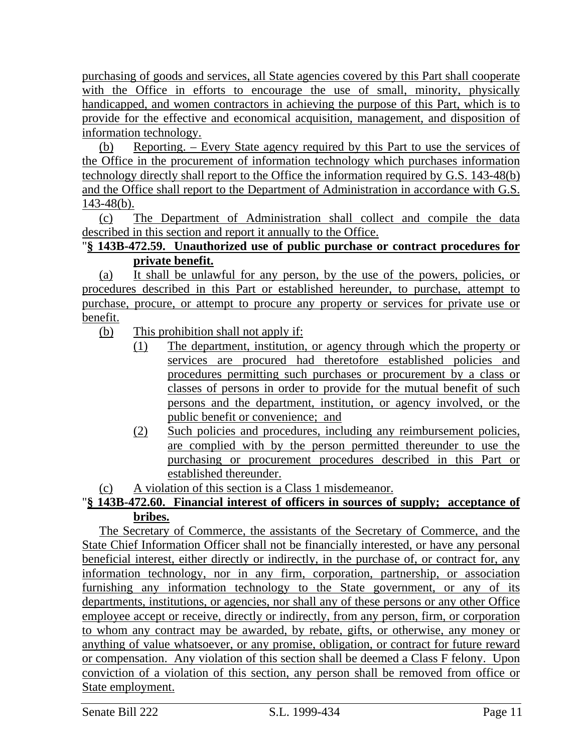purchasing of goods and services, all State agencies covered by this Part shall cooperate with the Office in efforts to encourage the use of small, minority, physically handicapped, and women contractors in achieving the purpose of this Part, which is to provide for the effective and economical acquisition, management, and disposition of information technology.

(b) Reporting. – Every State agency required by this Part to use the services of the Office in the procurement of information technology which purchases information technology directly shall report to the Office the information required by G.S. 143-48(b) and the Office shall report to the Department of Administration in accordance with G.S. 143-48(b).

(c) The Department of Administration shall collect and compile the data described in this section and report it annually to the Office.

"**§ 143B-472.59. Unauthorized use of public purchase or contract procedures for private benefit.**

(a) It shall be unlawful for any person, by the use of the powers, policies, or procedures described in this Part or established hereunder, to purchase, attempt to purchase, procure, or attempt to procure any property or services for private use or benefit.

(b) This prohibition shall not apply if:

(1) The department, institution, or agency through which the property or services are procured had theretofore established policies and procedures permitting such purchases or procurement by a class or classes of persons in order to provide for the mutual benefit of such persons and the department, institution, or agency involved, or the public benefit or convenience; and

(2) Such policies and procedures, including any reimbursement policies, are complied with by the person permitted thereunder to use the purchasing or procurement procedures described in this Part or established thereunder.

(c) A violation of this section is a Class 1 misdemeanor.

"**§ 143B-472.60. Financial interest of officers in sources of supply; acceptance of bribes.**

The Secretary of Commerce, the assistants of the Secretary of Commerce, and the State Chief Information Officer shall not be financially interested, or have any personal beneficial interest, either directly or indirectly, in the purchase of, or contract for, any information technology, nor in any firm, corporation, partnership, or association furnishing any information technology to the State government, or any of its departments, institutions, or agencies, nor shall any of these persons or any other Office employee accept or receive, directly or indirectly, from any person, firm, or corporation to whom any contract may be awarded, by rebate, gifts, or otherwise, any money or anything of value whatsoever, or any promise, obligation, or contract for future reward or compensation. Any violation of this section shall be deemed a Class F felony. Upon conviction of a violation of this section, any person shall be removed from office or State employment.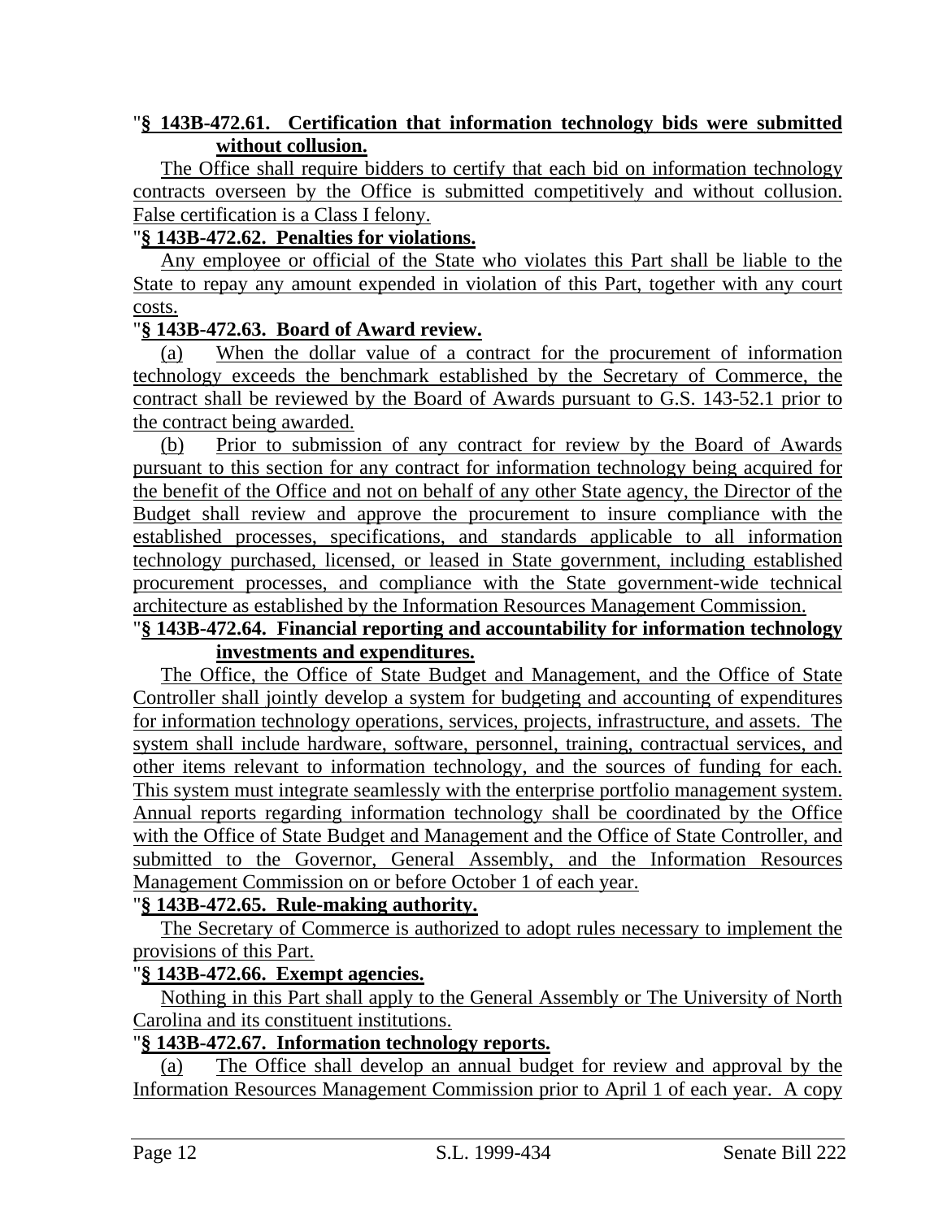"**§ 143B-472.61. Certification that information technology bids were submitted without collusion.**

The Office shall require bidders to certify that each bid on information technology contracts overseen by the Office is submitted competitively and without collusion. False certification is a Class I felony.

"**§ 143B-472.62. Penalties for violations.**

Any employee or official of the State who violates this Part shall be liable to the State to repay any amount expended in violation of this Part, together with any court costs.

"**§ 143B-472.63. Board of Award review.**

(a) When the dollar value of a contract for the procurement of information technology exceeds the benchmark established by the Secretary of Commerce, the contract shall be reviewed by the Board of Awards pursuant to G.S. 143-52.1 prior to the contract being awarded.

(b) Prior to submission of any contract for review by the Board of Awards pursuant to this section for any contract for information technology being acquired for the benefit of the Office and not on behalf of any other State agency, the Director of the Budget shall review and approve the procurement to insure compliance with the established processes, specifications, and standards applicable to all information technology purchased, licensed, or leased in State government, including established procurement processes, and compliance with the State government-wide technical architecture as established by the Information Resources Management Commission.

"**§ 143B-472.64. Financial reporting and accountability for information technology investments and expenditures.**

The Office, the Office of State Budget and Management, and the Office of State Controller shall jointly develop a system for budgeting and accounting of expenditures for information technology operations, services, projects, infrastructure, and assets. The system shall include hardware, software, personnel, training, contractual services, and other items relevant to information technology, and the sources of funding for each. This system must integrate seamlessly with the enterprise portfolio management system. Annual reports regarding information technology shall be coordinated by the Office with the Office of State Budget and Management and the Office of State Controller, and submitted to the Governor, General Assembly, and the Information Resources Management Commission on or before October 1 of each year.

"**§ 143B-472.65. Rule-making authority.**

The Secretary of Commerce is authorized to adopt rules necessary to implement the provisions of this Part.

"**§ 143B-472.66. Exempt agencies.**

Nothing in this Part shall apply to the General Assembly or The University of North Carolina and its constituent institutions.

"**§ 143B-472.67. Information technology reports.**

(a) The Office shall develop an annual budget for review and approval by the Information Resources Management Commission prior to April 1 of each year. A copy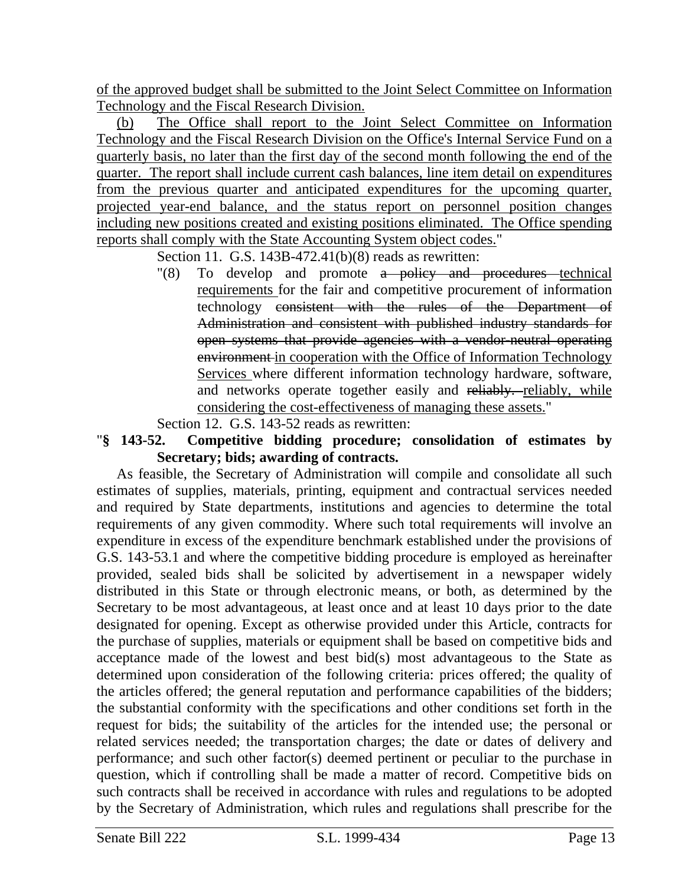<u>of the approved budget shall be submitted to the Joint Select Committee on Information Technology and the Fiscal Research Division.</u>

<u>(b) The Office shall report to the Joint Select Committee on Information Technology and the Fiscal Research Division on the Office's Internal Service Fund on a quarterly basis, no later than the first day of the second month following the end of the quarter. The report shall include current cash balances, line item detail on expenditures from the previous quarter and anticipated expenditures for the upcoming quarter, projected year-end balance, and the status report on personnel position changes including new positions created and existing positions eliminated. The Office spending reports shall comply with the State Accounting System object codes.</u>"

Section 11. G.S. 143B-472.41(b)(8) reads as rewritten:

"(8) To develop and promote ~~a policy and procedures~~ <u>technical requirements</u> for the fair and competitive procurement of information technology ~~consistent with the rules of the Department of Administration and consistent with published industry standards for open systems that provide agencies with a vendor-neutral operating environment~~ <u>in cooperation with the Office of Information Technology Services</u> where different information technology hardware, software, and networks operate together easily and ~~reliably.~~ <u>reliably, while considering the cost-effectiveness of managing these assets.</u>"

Section 12. G.S. 143-52 reads as rewritten:

"**§ 143-52. Competitive bidding procedure; consolidation of estimates by Secretary; bids; awarding of contracts.**

As feasible, the Secretary of Administration will compile and consolidate all such estimates of supplies, materials, printing, equipment and contractual services needed and required by State departments, institutions and agencies to determine the total requirements of any given commodity. Where such total requirements will involve an expenditure in excess of the expenditure benchmark established under the provisions of G.S. 143-53.1 and where the competitive bidding procedure is employed as hereinafter provided, sealed bids shall be solicited by advertisement in a newspaper widely distributed in this State or through electronic means, or both, as determined by the Secretary to be most advantageous, at least once and at least 10 days prior to the date designated for opening. Except as otherwise provided under this Article, contracts for the purchase of supplies, materials or equipment shall be based on competitive bids and acceptance made of the lowest and best bid(s) most advantageous to the State as determined upon consideration of the following criteria: prices offered; the quality of the articles offered; the general reputation and performance capabilities of the bidders; the substantial conformity with the specifications and other conditions set forth in the request for bids; the suitability of the articles for the intended use; the personal or related services needed; the transportation charges; the date or dates of delivery and performance; and such other factor(s) deemed pertinent or peculiar to the purchase in question, which if controlling shall be made a matter of record. Competitive bids on such contracts shall be received in accordance with rules and regulations to be adopted by the Secretary of Administration, which rules and regulations shall prescribe for the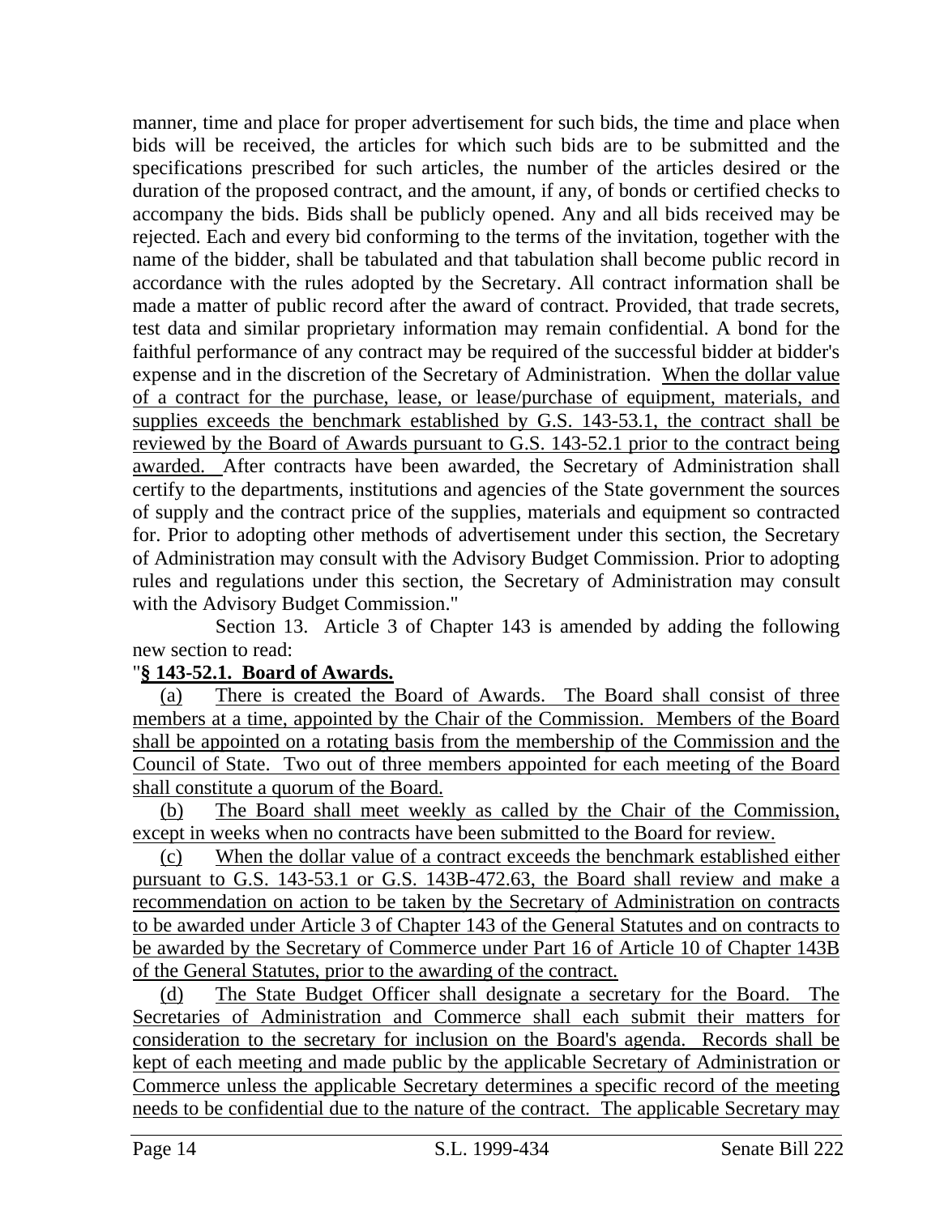manner, time and place for proper advertisement for such bids, the time and place when bids will be received, the articles for which such bids are to be submitted and the specifications prescribed for such articles, the number of the articles desired or the duration of the proposed contract, and the amount, if any, of bonds or certified checks to accompany the bids. Bids shall be publicly opened. Any and all bids received may be rejected. Each and every bid conforming to the terms of the invitation, together with the name of the bidder, shall be tabulated and that tabulation shall become public record in accordance with the rules adopted by the Secretary. All contract information shall be made a matter of public record after the award of contract. Provided, that trade secrets, test data and similar proprietary information may remain confidential. A bond for the faithful performance of any contract may be required of the successful bidder at bidder's expense and in the discretion of the Secretary of Administration. <u>When the dollar value of a contract for the purchase, lease, or lease/purchase of equipment, materials, and supplies exceeds the benchmark established by G.S. 143-53.1, the contract shall be reviewed by the Board of Awards pursuant to G.S. 143-52.1 prior to the contract being awarded.</u> After contracts have been awarded, the Secretary of Administration shall certify to the departments, institutions and agencies of the State government the sources of supply and the contract price of the supplies, materials and equipment so contracted for. Prior to adopting other methods of advertisement under this section, the Secretary of Administration may consult with the Advisory Budget Commission. Prior to adopting rules and regulations under this section, the Secretary of Administration may consult with the Advisory Budget Commission."

Section 13. Article 3 of Chapter 143 is amended by adding the following new section to read:

"**<u>§ 143-52.1. Board of Awards.</u>**

<u>(a) There is created the Board of Awards. The Board shall consist of three members at a time, appointed by the Chair of the Commission. Members of the Board shall be appointed on a rotating basis from the membership of the Commission and the Council of State. Two out of three members appointed for each meeting of the Board shall constitute a quorum of the Board.</u>

<u>(b) The Board shall meet weekly as called by the Chair of the Commission, except in weeks when no contracts have been submitted to the Board for review.</u>

<u>(c) When the dollar value of a contract exceeds the benchmark established either pursuant to G.S. 143-53.1 or G.S. 143B-472.63, the Board shall review and make a recommendation on action to be taken by the Secretary of Administration on contracts to be awarded under Article 3 of Chapter 143 of the General Statutes and on contracts to be awarded by the Secretary of Commerce under Part 16 of Article 10 of Chapter 143B of the General Statutes, prior to the awarding of the contract.</u>

<u>(d) The State Budget Officer shall designate a secretary for the Board. The Secretaries of Administration and Commerce shall each submit their matters for consideration to the secretary for inclusion on the Board's agenda. Records shall be kept of each meeting and made public by the applicable Secretary of Administration or Commerce unless the applicable Secretary determines a specific record of the meeting needs to be confidential due to the nature of the contract. The applicable Secretary may</u>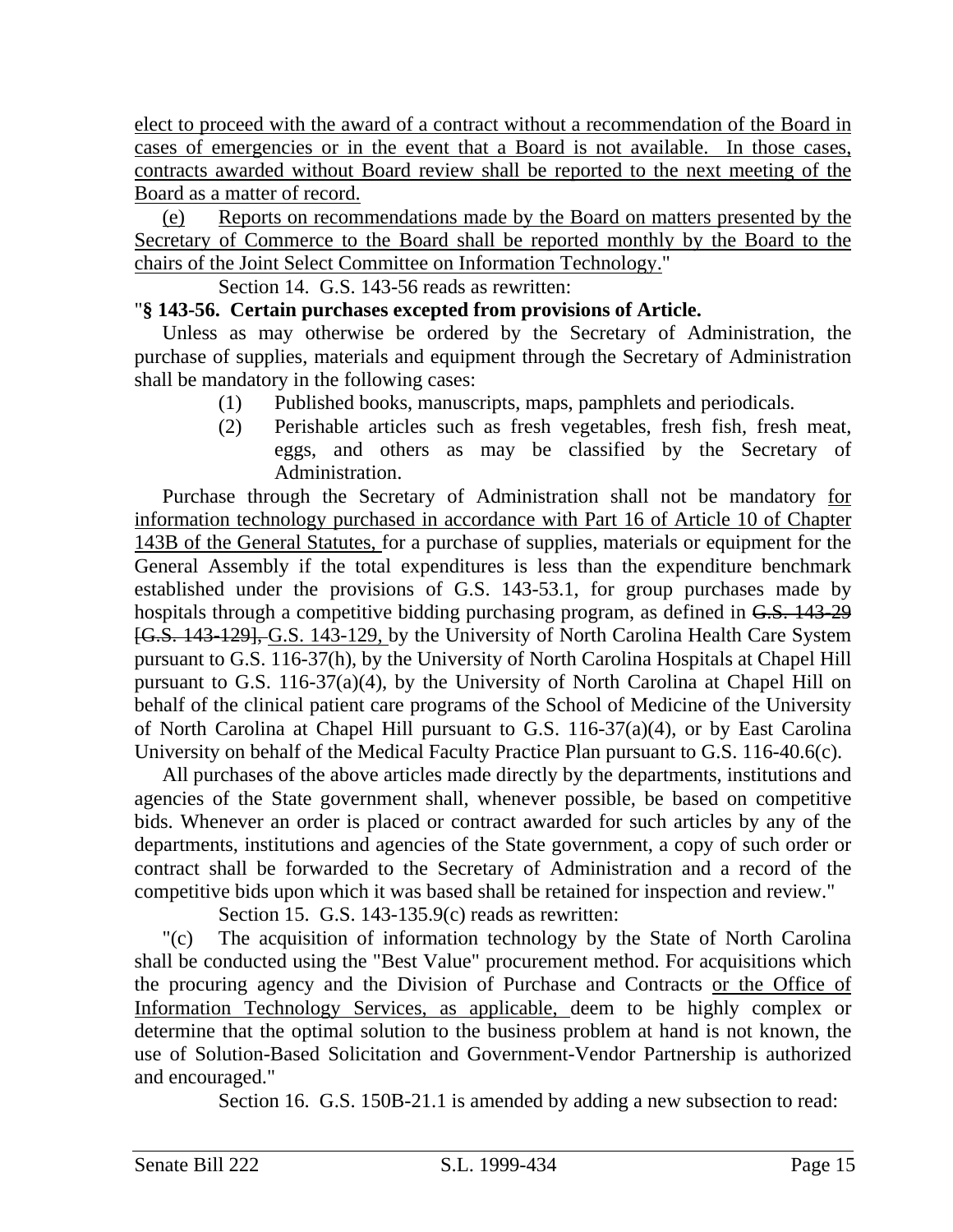elect to proceed with the award of a contract without a recommendation of the Board in cases of emergencies or in the event that a Board is not available. In those cases, contracts awarded without Board review shall be reported to the next meeting of the Board as a matter of record.

(e) Reports on recommendations made by the Board on matters presented by the Secretary of Commerce to the Board shall be reported monthly by the Board to the chairs of the Joint Select Committee on Information Technology."

Section 14. G.S. 143-56 reads as rewritten:

"**§ 143-56. Certain purchases excepted from provisions of Article.**

Unless as may otherwise be ordered by the Secretary of Administration, the purchase of supplies, materials and equipment through the Secretary of Administration shall be mandatory in the following cases:

(1) Published books, manuscripts, maps, pamphlets and periodicals.

(2) Perishable articles such as fresh vegetables, fresh fish, fresh meat, eggs, and others as may be classified by the Secretary of Administration.

Purchase through the Secretary of Administration shall not be mandatory for information technology purchased in accordance with Part 16 of Article 10 of Chapter 143B of the General Statutes, for a purchase of supplies, materials or equipment for the General Assembly if the total expenditures is less than the expenditure benchmark established under the provisions of G.S. 143-53.1, for group purchases made by hospitals through a competitive bidding purchasing program, as defined in ~~G.S. 143-29 [G.S. 143-129],~~ G.S. 143-129, by the University of North Carolina Health Care System pursuant to G.S. 116-37(h), by the University of North Carolina Hospitals at Chapel Hill pursuant to G.S. 116-37(a)(4), by the University of North Carolina at Chapel Hill on behalf of the clinical patient care programs of the School of Medicine of the University of North Carolina at Chapel Hill pursuant to G.S. 116-37(a)(4), or by East Carolina University on behalf of the Medical Faculty Practice Plan pursuant to G.S. 116-40.6(c).

All purchases of the above articles made directly by the departments, institutions and agencies of the State government shall, whenever possible, be based on competitive bids. Whenever an order is placed or contract awarded for such articles by any of the departments, institutions and agencies of the State government, a copy of such order or contract shall be forwarded to the Secretary of Administration and a record of the competitive bids upon which it was based shall be retained for inspection and review."

Section 15. G.S. 143-135.9(c) reads as rewritten:

"(c) The acquisition of information technology by the State of North Carolina shall be conducted using the "Best Value" procurement method. For acquisitions which the procuring agency and the Division of Purchase and Contracts or the Office of Information Technology Services, as applicable, deem to be highly complex or determine that the optimal solution to the business problem at hand is not known, the use of Solution-Based Solicitation and Government-Vendor Partnership is authorized and encouraged."

Section 16. G.S. 150B-21.1 is amended by adding a new subsection to read: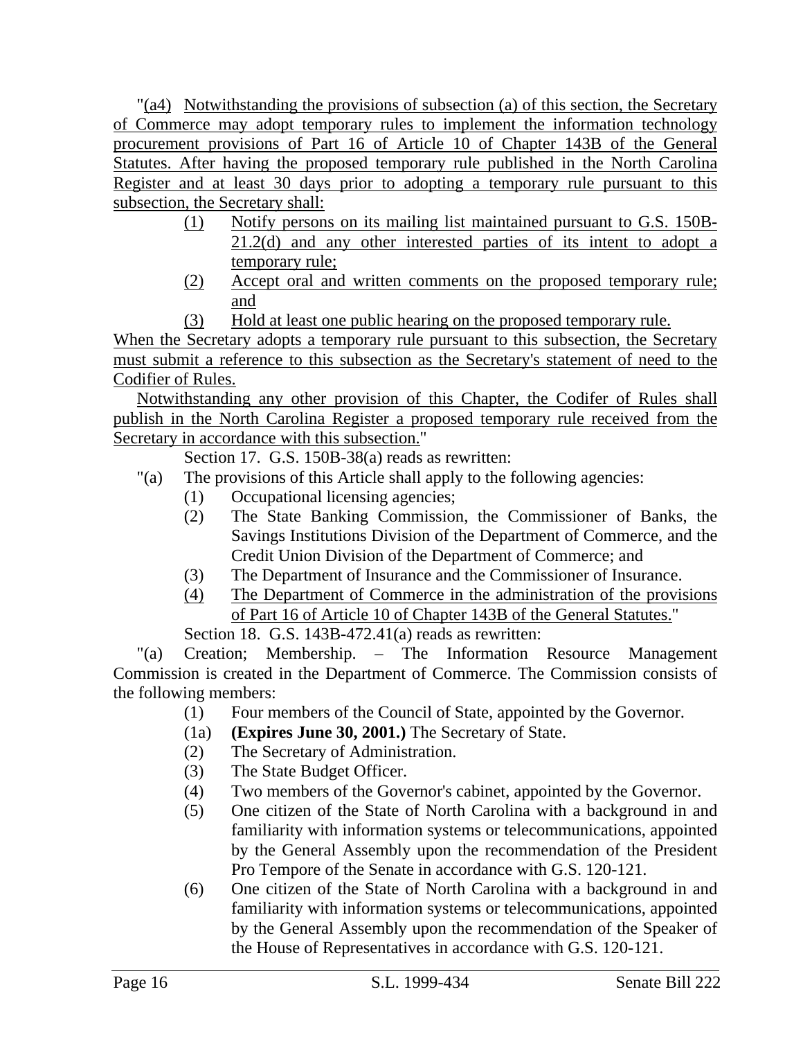"(a4) Notwithstanding the provisions of subsection (a) of this section, the Secretary of Commerce may adopt temporary rules to implement the information technology procurement provisions of Part 16 of Article 10 of Chapter 143B of the General Statutes. After having the proposed temporary rule published in the North Carolina Register and at least 30 days prior to adopting a temporary rule pursuant to this subsection, the Secretary shall:

(1) Notify persons on its mailing list maintained pursuant to G.S. 150B-21.2(d) and any other interested parties of its intent to adopt a temporary rule;

(2) Accept oral and written comments on the proposed temporary rule; and

(3) Hold at least one public hearing on the proposed temporary rule.

When the Secretary adopts a temporary rule pursuant to this subsection, the Secretary must submit a reference to this subsection as the Secretary's statement of need to the Codifier of Rules.

Notwithstanding any other provision of this Chapter, the Codifer of Rules shall publish in the North Carolina Register a proposed temporary rule received from the Secretary in accordance with this subsection."

Section 17. G.S. 150B-38(a) reads as rewritten:

"(a) The provisions of this Article shall apply to the following agencies:

(1) Occupational licensing agencies;

(2) The State Banking Commission, the Commissioner of Banks, the Savings Institutions Division of the Department of Commerce, and the Credit Union Division of the Department of Commerce; and

(3) The Department of Insurance and the Commissioner of Insurance.

(4) The Department of Commerce in the administration of the provisions of Part 16 of Article 10 of Chapter 143B of the General Statutes."

Section 18. G.S. 143B-472.41(a) reads as rewritten:

"(a) Creation; Membership. – The Information Resource Management Commission is created in the Department of Commerce. The Commission consists of the following members:

(1) Four members of the Council of State, appointed by the Governor.

(1a) **(Expires June 30, 2001.)** The Secretary of State.

(2) The Secretary of Administration.

(3) The State Budget Officer.

(4) Two members of the Governor's cabinet, appointed by the Governor.

(5) One citizen of the State of North Carolina with a background in and familiarity with information systems or telecommunications, appointed by the General Assembly upon the recommendation of the President Pro Tempore of the Senate in accordance with G.S. 120-121.

(6) One citizen of the State of North Carolina with a background in and familiarity with information systems or telecommunications, appointed by the General Assembly upon the recommendation of the Speaker of the House of Representatives in accordance with G.S. 120-121.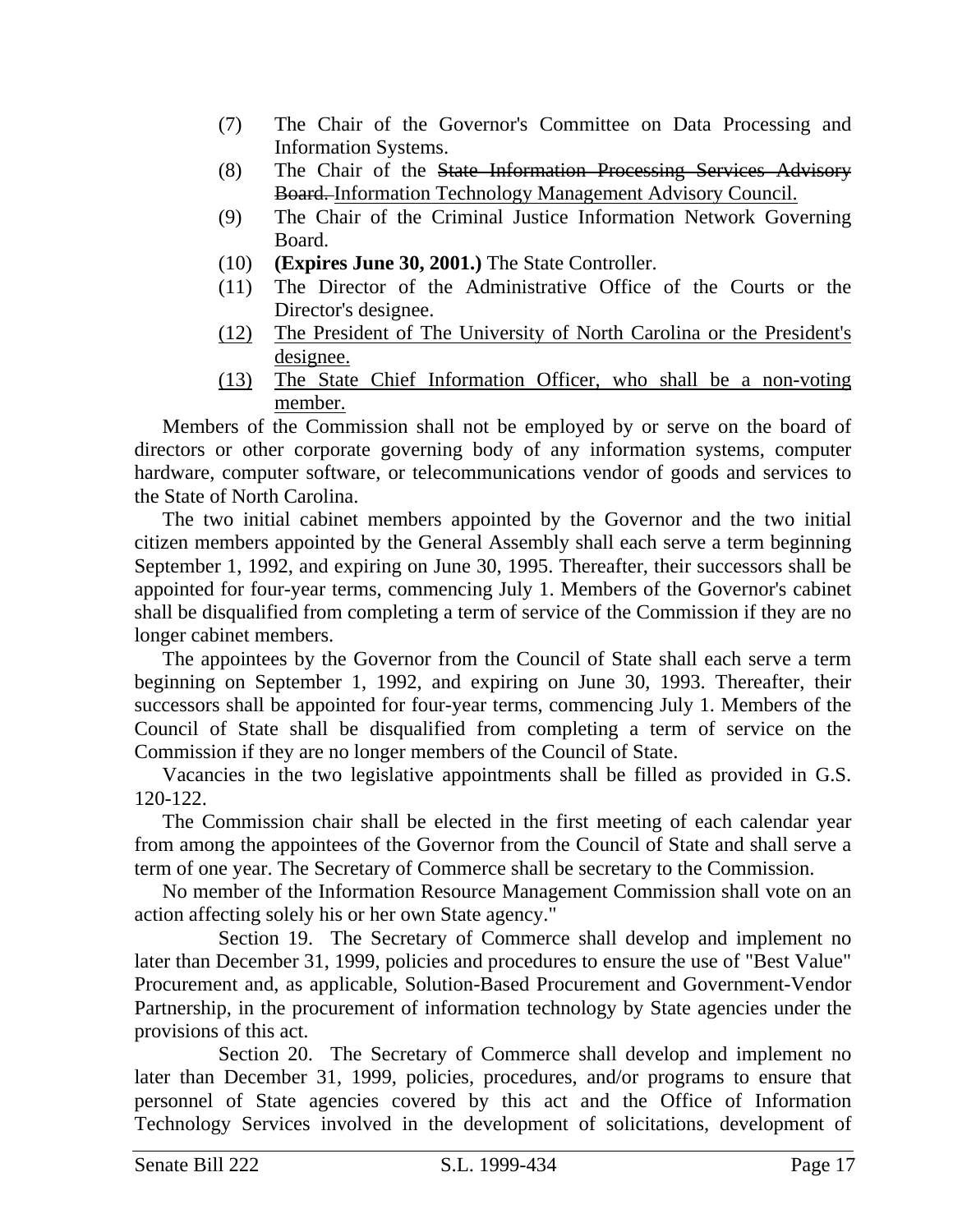(7) The Chair of the Governor's Committee on Data Processing and Information Systems.

(8) The Chair of the ~~State Information Processing Services Advisory Board.~~ <u>Information Technology Management Advisory Council.</u>

(9) The Chair of the Criminal Justice Information Network Governing Board.

(10) **(Expires June 30, 2001.)** The State Controller.

(11) The Director of the Administrative Office of the Courts or the Director's designee.

<u>(12) The President of The University of North Carolina or the President's designee.</u>

<u>(13) The State Chief Information Officer, who shall be a non-voting member.</u>

Members of the Commission shall not be employed by or serve on the board of directors or other corporate governing body of any information systems, computer hardware, computer software, or telecommunications vendor of goods and services to the State of North Carolina.

The two initial cabinet members appointed by the Governor and the two initial citizen members appointed by the General Assembly shall each serve a term beginning September 1, 1992, and expiring on June 30, 1995. Thereafter, their successors shall be appointed for four-year terms, commencing July 1. Members of the Governor's cabinet shall be disqualified from completing a term of service of the Commission if they are no longer cabinet members.

The appointees by the Governor from the Council of State shall each serve a term beginning on September 1, 1992, and expiring on June 30, 1993. Thereafter, their successors shall be appointed for four-year terms, commencing July 1. Members of the Council of State shall be disqualified from completing a term of service on the Commission if they are no longer members of the Council of State.

Vacancies in the two legislative appointments shall be filled as provided in G.S. 120-122.

The Commission chair shall be elected in the first meeting of each calendar year from among the appointees of the Governor from the Council of State and shall serve a term of one year. The Secretary of Commerce shall be secretary to the Commission.

No member of the Information Resource Management Commission shall vote on an action affecting solely his or her own State agency."

Section 19. The Secretary of Commerce shall develop and implement no later than December 31, 1999, policies and procedures to ensure the use of "Best Value" Procurement and, as applicable, Solution-Based Procurement and Government-Vendor Partnership, in the procurement of information technology by State agencies under the provisions of this act.

Section 20. The Secretary of Commerce shall develop and implement no later than December 31, 1999, policies, procedures, and/or programs to ensure that personnel of State agencies covered by this act and the Office of Information Technology Services involved in the development of solicitations, development of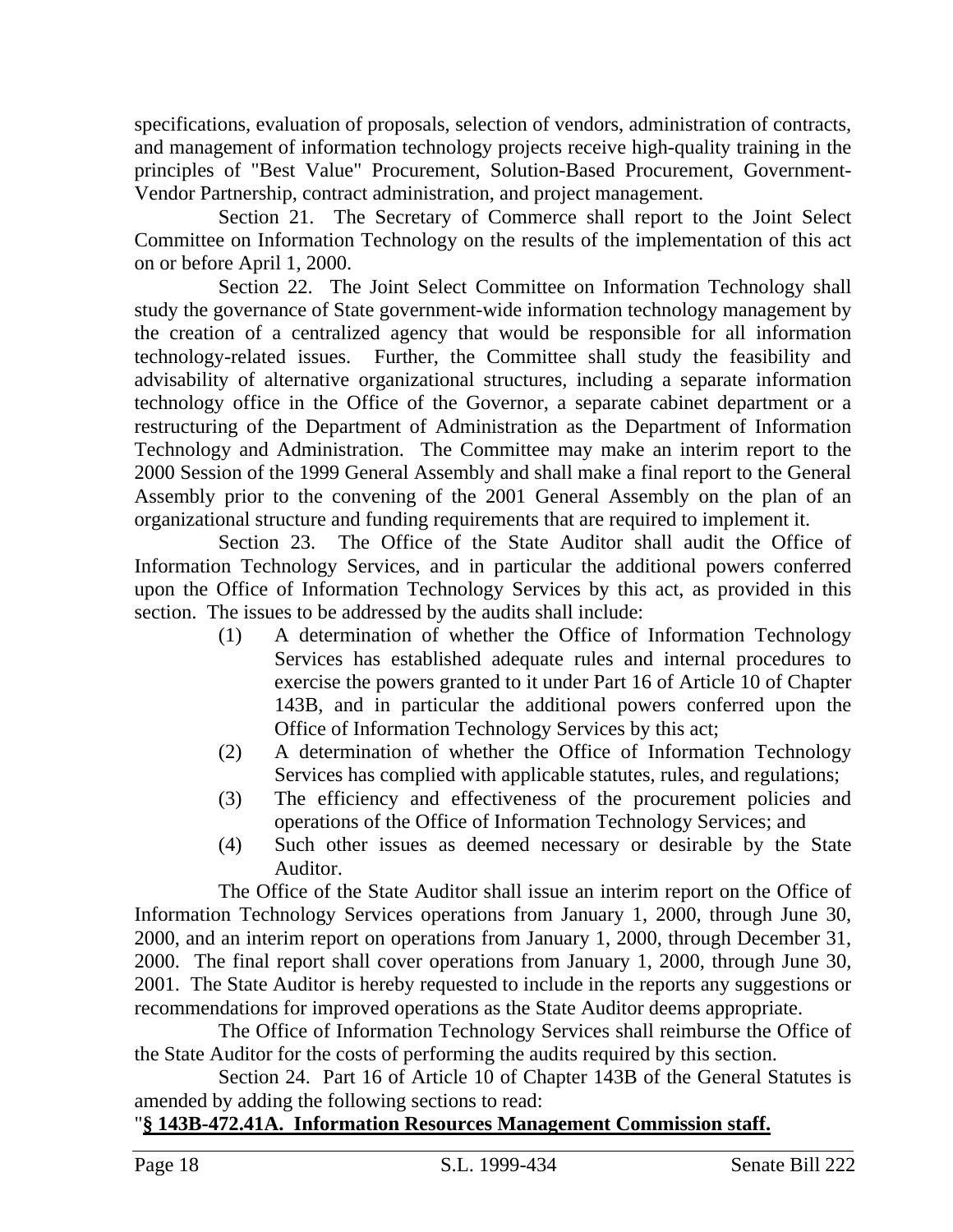specifications, evaluation of proposals, selection of vendors, administration of contracts, and management of information technology projects receive high-quality training in the principles of "Best Value" Procurement, Solution-Based Procurement, Government-Vendor Partnership, contract administration, and project management.

Section 21. The Secretary of Commerce shall report to the Joint Select Committee on Information Technology on the results of the implementation of this act on or before April 1, 2000.

Section 22. The Joint Select Committee on Information Technology shall study the governance of State government-wide information technology management by the creation of a centralized agency that would be responsible for all information technology-related issues. Further, the Committee shall study the feasibility and advisability of alternative organizational structures, including a separate information technology office in the Office of the Governor, a separate cabinet department or a restructuring of the Department of Administration as the Department of Information Technology and Administration. The Committee may make an interim report to the 2000 Session of the 1999 General Assembly and shall make a final report to the General Assembly prior to the convening of the 2001 General Assembly on the plan of an organizational structure and funding requirements that are required to implement it.

Section 23. The Office of the State Auditor shall audit the Office of Information Technology Services, and in particular the additional powers conferred upon the Office of Information Technology Services by this act, as provided in this section. The issues to be addressed by the audits shall include:

(1) A determination of whether the Office of Information Technology Services has established adequate rules and internal procedures to exercise the powers granted to it under Part 16 of Article 10 of Chapter 143B, and in particular the additional powers conferred upon the Office of Information Technology Services by this act;
(2) A determination of whether the Office of Information Technology Services has complied with applicable statutes, rules, and regulations;
(3) The efficiency and effectiveness of the procurement policies and operations of the Office of Information Technology Services; and
(4) Such other issues as deemed necessary or desirable by the State Auditor.

The Office of the State Auditor shall issue an interim report on the Office of Information Technology Services operations from January 1, 2000, through June 30, 2000, and an interim report on operations from January 1, 2000, through December 31, 2000. The final report shall cover operations from January 1, 2000, through June 30, 2001. The State Auditor is hereby requested to include in the reports any suggestions or recommendations for improved operations as the State Auditor deems appropriate.

The Office of Information Technology Services shall reimburse the Office of the State Auditor for the costs of performing the audits required by this section.

Section 24. Part 16 of Article 10 of Chapter 143B of the General Statutes is amended by adding the following sections to read:

"**<u>§ 143B-472.41A. Information Resources Management Commission staff.</u>**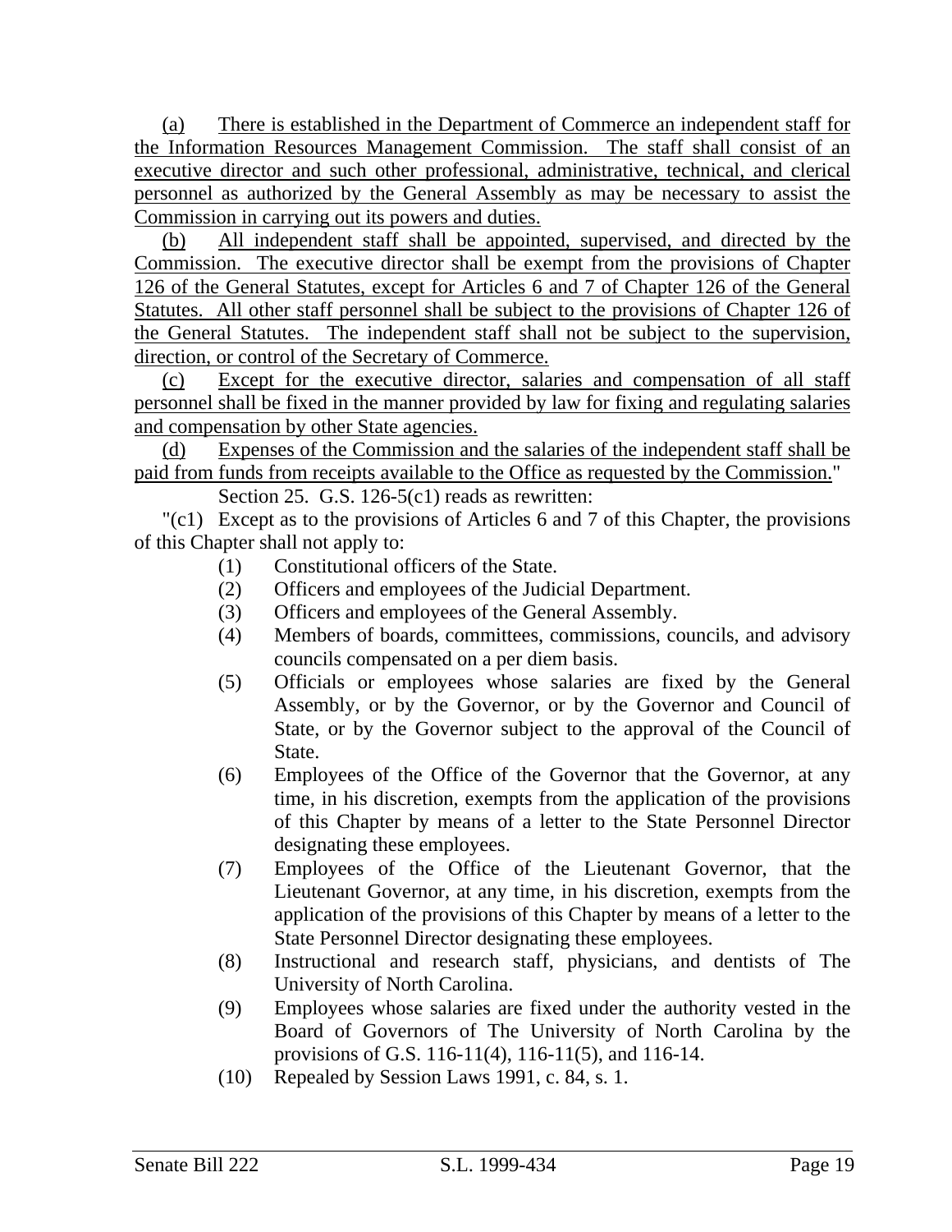(a) There is established in the Department of Commerce an independent staff for the Information Resources Management Commission. The staff shall consist of an executive director and such other professional, administrative, technical, and clerical personnel as authorized by the General Assembly as may be necessary to assist the Commission in carrying out its powers and duties.

(b) All independent staff shall be appointed, supervised, and directed by the Commission. The executive director shall be exempt from the provisions of Chapter 126 of the General Statutes, except for Articles 6 and 7 of Chapter 126 of the General Statutes. All other staff personnel shall be subject to the provisions of Chapter 126 of the General Statutes. The independent staff shall not be subject to the supervision, direction, or control of the Secretary of Commerce.

(c) Except for the executive director, salaries and compensation of all staff personnel shall be fixed in the manner provided by law for fixing and regulating salaries and compensation by other State agencies.

(d) Expenses of the Commission and the salaries of the independent staff shall be paid from funds from receipts available to the Office as requested by the Commission."

Section 25. G.S. 126-5(c1) reads as rewritten:

"(c1) Except as to the provisions of Articles 6 and 7 of this Chapter, the provisions of this Chapter shall not apply to:

(1) Constitutional officers of the State.
(2) Officers and employees of the Judicial Department.
(3) Officers and employees of the General Assembly.
(4) Members of boards, committees, commissions, councils, and advisory councils compensated on a per diem basis.
(5) Officials or employees whose salaries are fixed by the General Assembly, or by the Governor, or by the Governor and Council of State, or by the Governor subject to the approval of the Council of State.
(6) Employees of the Office of the Governor that the Governor, at any time, in his discretion, exempts from the application of the provisions of this Chapter by means of a letter to the State Personnel Director designating these employees.
(7) Employees of the Office of the Lieutenant Governor, that the Lieutenant Governor, at any time, in his discretion, exempts from the application of the provisions of this Chapter by means of a letter to the State Personnel Director designating these employees.
(8) Instructional and research staff, physicians, and dentists of The University of North Carolina.
(9) Employees whose salaries are fixed under the authority vested in the Board of Governors of The University of North Carolina by the provisions of G.S. 116-11(4), 116-11(5), and 116-14.
(10) Repealed by Session Laws 1991, c. 84, s. 1.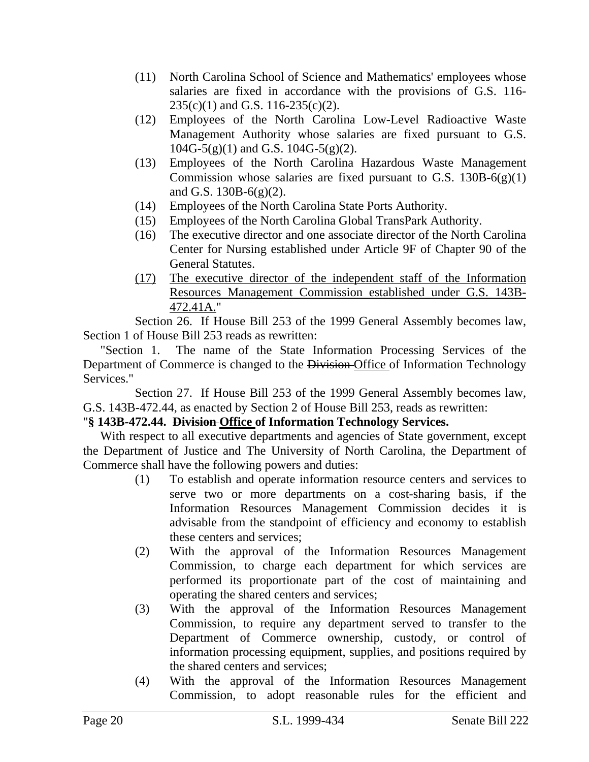(11) North Carolina School of Science and Mathematics' employees whose salaries are fixed in accordance with the provisions of G.S. 116-235(c)(1) and G.S. 116-235(c)(2).

(12) Employees of the North Carolina Low-Level Radioactive Waste Management Authority whose salaries are fixed pursuant to G.S. 104G-5(g)(1) and G.S. 104G-5(g)(2).

(13) Employees of the North Carolina Hazardous Waste Management Commission whose salaries are fixed pursuant to G.S. 130B-6(g)(1) and G.S. 130B-6(g)(2).

(14) Employees of the North Carolina State Ports Authority.

(15) Employees of the North Carolina Global TransPark Authority.

(16) The executive director and one associate director of the North Carolina Center for Nursing established under Article 9F of Chapter 90 of the General Statutes.

<u>(17) The executive director of the independent staff of the Information Resources Management Commission established under G.S. 143B-472.41A.</u>"

Section 26. If House Bill 253 of the 1999 General Assembly becomes law, Section 1 of House Bill 253 reads as rewritten:

"Section 1. The name of the State Information Processing Services of the Department of Commerce is changed to the ~~Division~~ <u>Office</u> of Information Technology Services."

Section 27. If House Bill 253 of the 1999 General Assembly becomes law, G.S. 143B-472.44, as enacted by Section 2 of House Bill 253, reads as rewritten:

"**§ 143B-472.44. ~~Division~~ <u>Office</u> of Information Technology Services.**

With respect to all executive departments and agencies of State government, except the Department of Justice and The University of North Carolina, the Department of Commerce shall have the following powers and duties:

(1) To establish and operate information resource centers and services to serve two or more departments on a cost-sharing basis, if the Information Resources Management Commission decides it is advisable from the standpoint of efficiency and economy to establish these centers and services;

(2) With the approval of the Information Resources Management Commission, to charge each department for which services are performed its proportionate part of the cost of maintaining and operating the shared centers and services;

(3) With the approval of the Information Resources Management Commission, to require any department served to transfer to the Department of Commerce ownership, custody, or control of information processing equipment, supplies, and positions required by the shared centers and services;

(4) With the approval of the Information Resources Management Commission, to adopt reasonable rules for the efficient and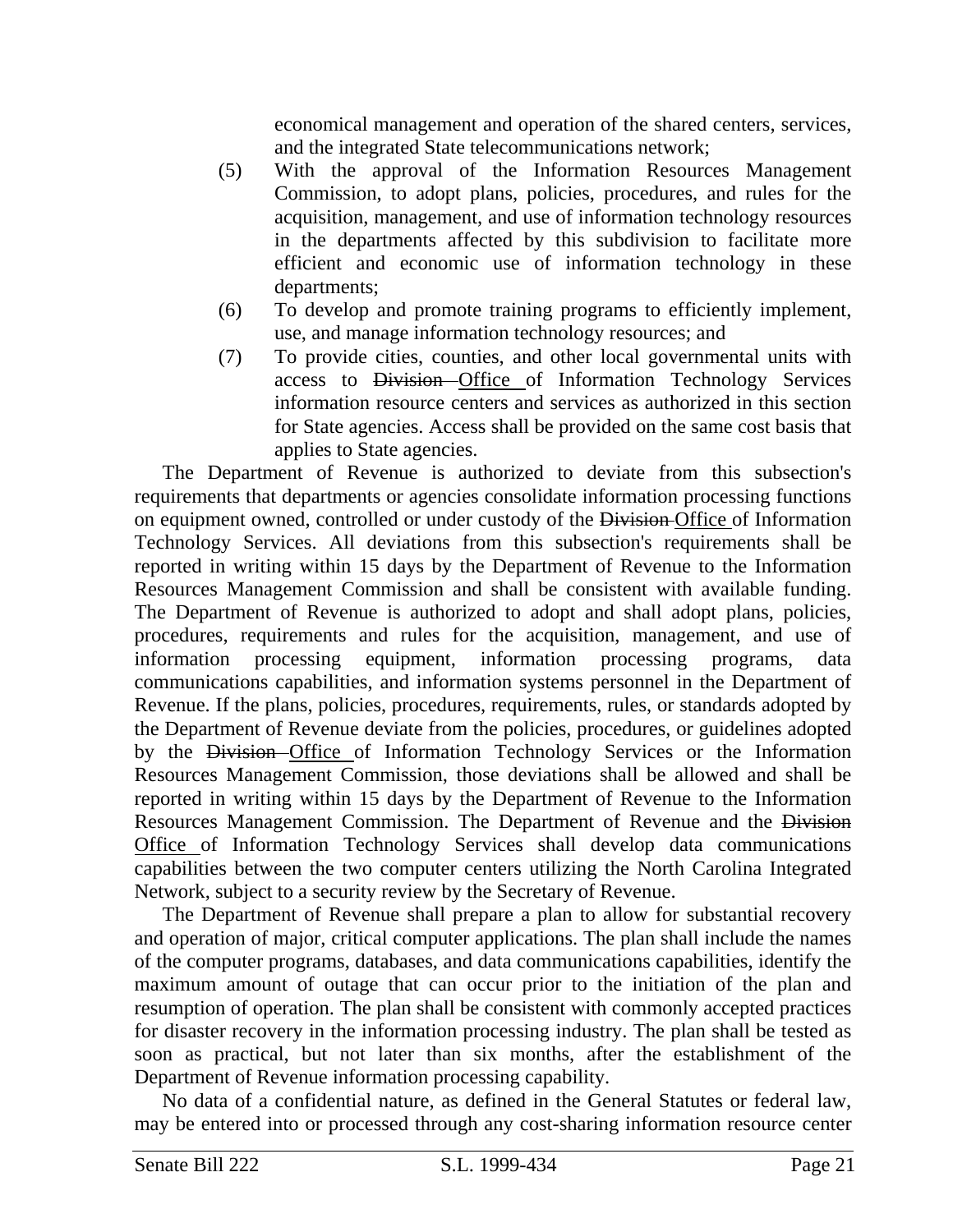economical management and operation of the shared centers, services, and the integrated State telecommunications network;

(5) With the approval of the Information Resources Management Commission, to adopt plans, policies, procedures, and rules for the acquisition, management, and use of information technology resources in the departments affected by this subdivision to facilitate more efficient and economic use of information technology in these departments;

(6) To develop and promote training programs to efficiently implement, use, and manage information technology resources; and

(7) To provide cities, counties, and other local governmental units with access to ~~Division~~ Office of Information Technology Services information resource centers and services as authorized in this section for State agencies. Access shall be provided on the same cost basis that applies to State agencies.

The Department of Revenue is authorized to deviate from this subsection's requirements that departments or agencies consolidate information processing functions on equipment owned, controlled or under custody of the ~~Division~~ Office of Information Technology Services. All deviations from this subsection's requirements shall be reported in writing within 15 days by the Department of Revenue to the Information Resources Management Commission and shall be consistent with available funding. The Department of Revenue is authorized to adopt and shall adopt plans, policies, procedures, requirements and rules for the acquisition, management, and use of information processing equipment, information processing programs, data communications capabilities, and information systems personnel in the Department of Revenue. If the plans, policies, procedures, requirements, rules, or standards adopted by the Department of Revenue deviate from the policies, procedures, or guidelines adopted by the ~~Division~~ Office of Information Technology Services or the Information Resources Management Commission, those deviations shall be allowed and shall be reported in writing within 15 days by the Department of Revenue to the Information Resources Management Commission. The Department of Revenue and the ~~Division~~ Office of Information Technology Services shall develop data communications capabilities between the two computer centers utilizing the North Carolina Integrated Network, subject to a security review by the Secretary of Revenue.

The Department of Revenue shall prepare a plan to allow for substantial recovery and operation of major, critical computer applications. The plan shall include the names of the computer programs, databases, and data communications capabilities, identify the maximum amount of outage that can occur prior to the initiation of the plan and resumption of operation. The plan shall be consistent with commonly accepted practices for disaster recovery in the information processing industry. The plan shall be tested as soon as practical, but not later than six months, after the establishment of the Department of Revenue information processing capability.

No data of a confidential nature, as defined in the General Statutes or federal law, may be entered into or processed through any cost-sharing information resource center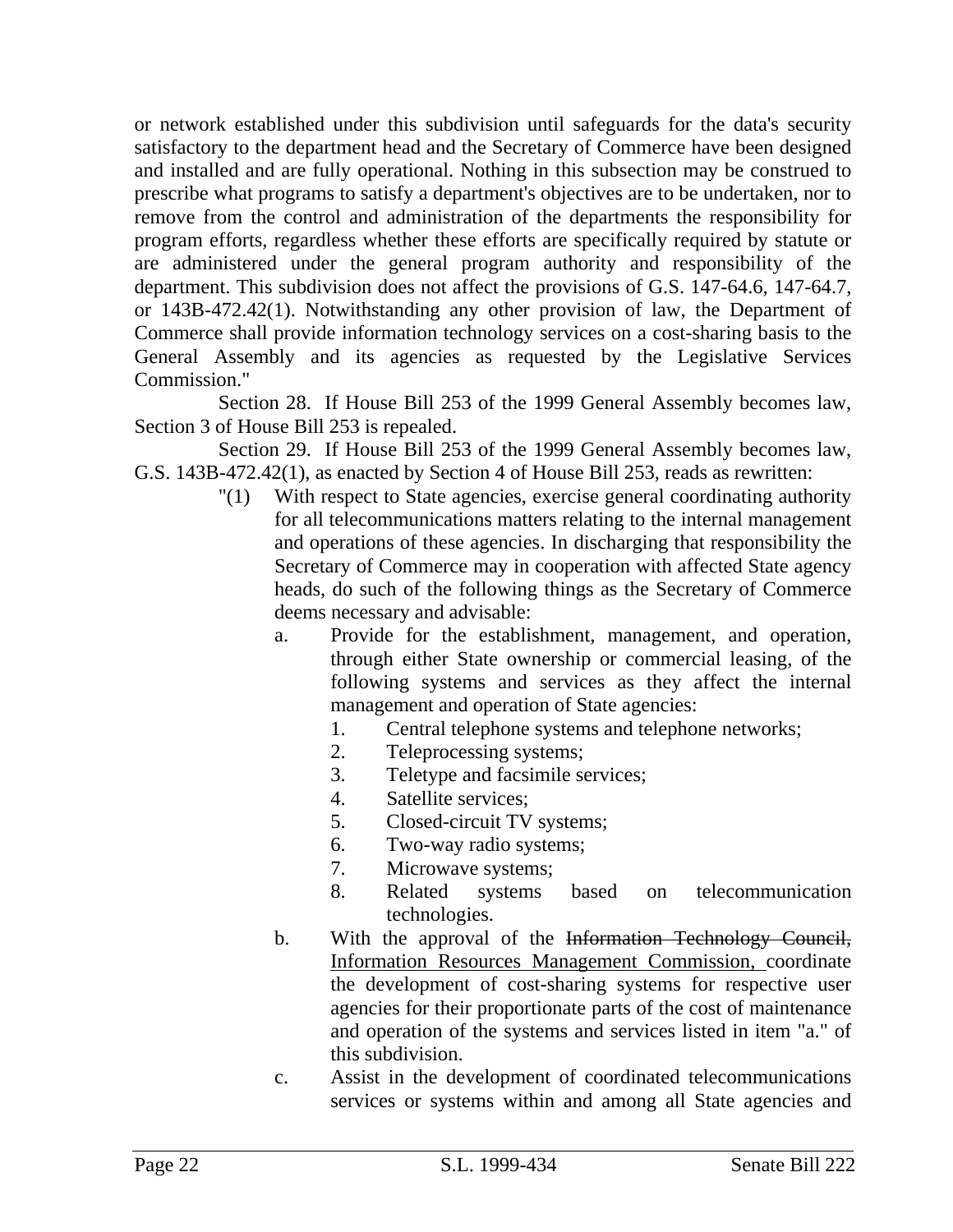or network established under this subdivision until safeguards for the data's security satisfactory to the department head and the Secretary of Commerce have been designed and installed and are fully operational. Nothing in this subsection may be construed to prescribe what programs to satisfy a department's objectives are to be undertaken, nor to remove from the control and administration of the departments the responsibility for program efforts, regardless whether these efforts are specifically required by statute or are administered under the general program authority and responsibility of the department. This subdivision does not affect the provisions of G.S. 147-64.6, 147-64.7, or 143B-472.42(1). Notwithstanding any other provision of law, the Department of Commerce shall provide information technology services on a cost-sharing basis to the General Assembly and its agencies as requested by the Legislative Services Commission."

Section 28. If House Bill 253 of the 1999 General Assembly becomes law, Section 3 of House Bill 253 is repealed.

Section 29. If House Bill 253 of the 1999 General Assembly becomes law, G.S. 143B-472.42(1), as enacted by Section 4 of House Bill 253, reads as rewritten:

"(1) With respect to State agencies, exercise general coordinating authority for all telecommunications matters relating to the internal management and operations of these agencies. In discharging that responsibility the Secretary of Commerce may in cooperation with affected State agency heads, do such of the following things as the Secretary of Commerce deems necessary and advisable:

a. Provide for the establishment, management, and operation, through either State ownership or commercial leasing, of the following systems and services as they affect the internal management and operation of State agencies:
   1. Central telephone systems and telephone networks;
   2. Teleprocessing systems;
   3. Teletype and facsimile services;
   4. Satellite services;
   5. Closed-circuit TV systems;
   6. Two-way radio systems;
   7. Microwave systems;
   8. Related systems based on telecommunication technologies.

b. With the approval of the ~~Information Technology Council,~~ <u>Information Resources Management Commission,</u> coordinate the development of cost-sharing systems for respective user agencies for their proportionate parts of the cost of maintenance and operation of the systems and services listed in item "a." of this subdivision.

c. Assist in the development of coordinated telecommunications services or systems within and among all State agencies and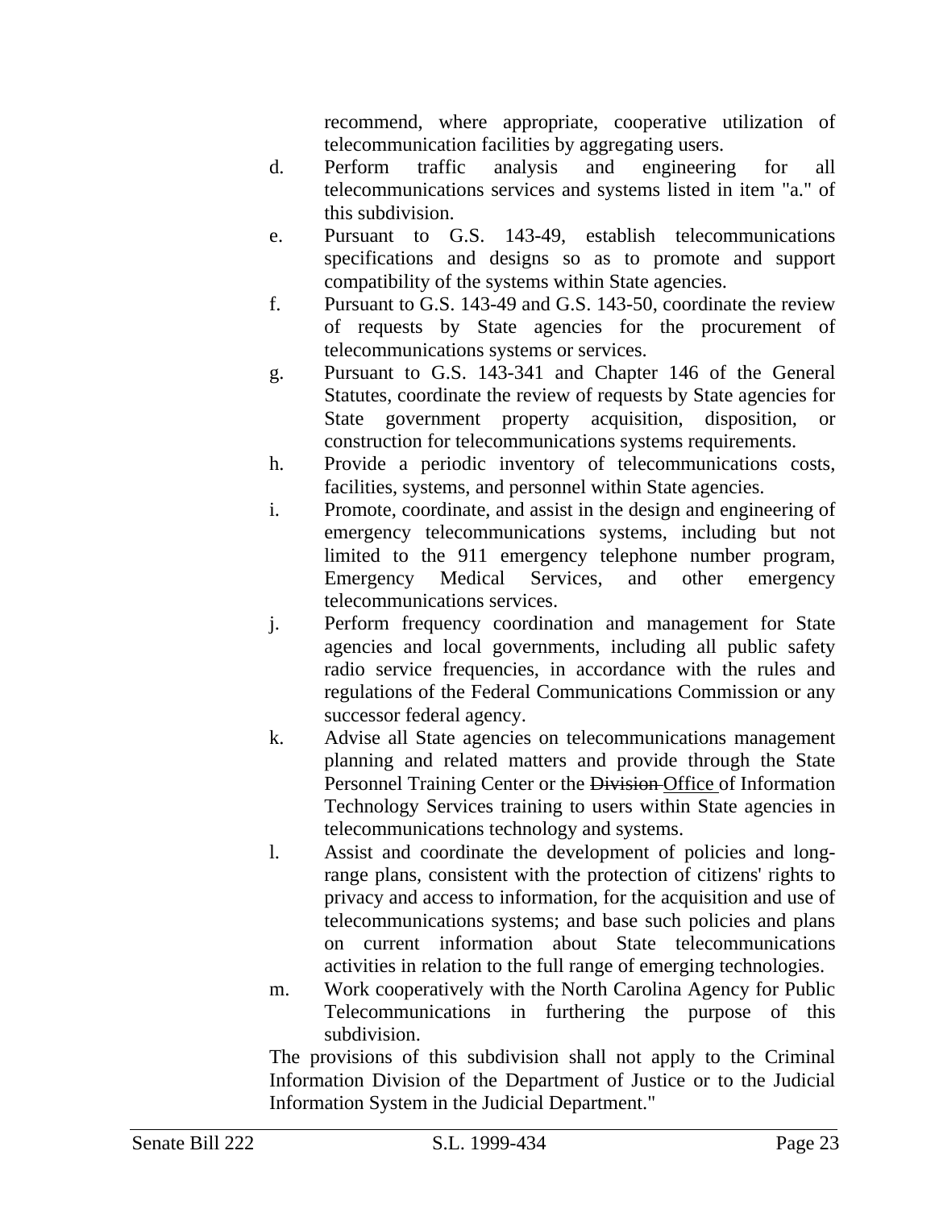recommend, where appropriate, cooperative utilization of telecommunication facilities by aggregating users.

d. Perform traffic analysis and engineering for all telecommunications services and systems listed in item "a." of this subdivision.

e. Pursuant to G.S. 143-49, establish telecommunications specifications and designs so as to promote and support compatibility of the systems within State agencies.

f. Pursuant to G.S. 143-49 and G.S. 143-50, coordinate the review of requests by State agencies for the procurement of telecommunications systems or services.

g. Pursuant to G.S. 143-341 and Chapter 146 of the General Statutes, coordinate the review of requests by State agencies for State government property acquisition, disposition, or construction for telecommunications systems requirements.

h. Provide a periodic inventory of telecommunications costs, facilities, systems, and personnel within State agencies.

i. Promote, coordinate, and assist in the design and engineering of emergency telecommunications systems, including but not limited to the 911 emergency telephone number program, Emergency Medical Services, and other emergency telecommunications services.

j. Perform frequency coordination and management for State agencies and local governments, including all public safety radio service frequencies, in accordance with the rules and regulations of the Federal Communications Commission or any successor federal agency.

k. Advise all State agencies on telecommunications management planning and related matters and provide through the State Personnel Training Center or the ~~Division~~ <u>Office</u> of Information Technology Services training to users within State agencies in telecommunications technology and systems.

l. Assist and coordinate the development of policies and long-range plans, consistent with the protection of citizens' rights to privacy and access to information, for the acquisition and use of telecommunications systems; and base such policies and plans on current information about State telecommunications activities in relation to the full range of emerging technologies.

m. Work cooperatively with the North Carolina Agency for Public Telecommunications in furthering the purpose of this subdivision.

The provisions of this subdivision shall not apply to the Criminal Information Division of the Department of Justice or to the Judicial Information System in the Judicial Department."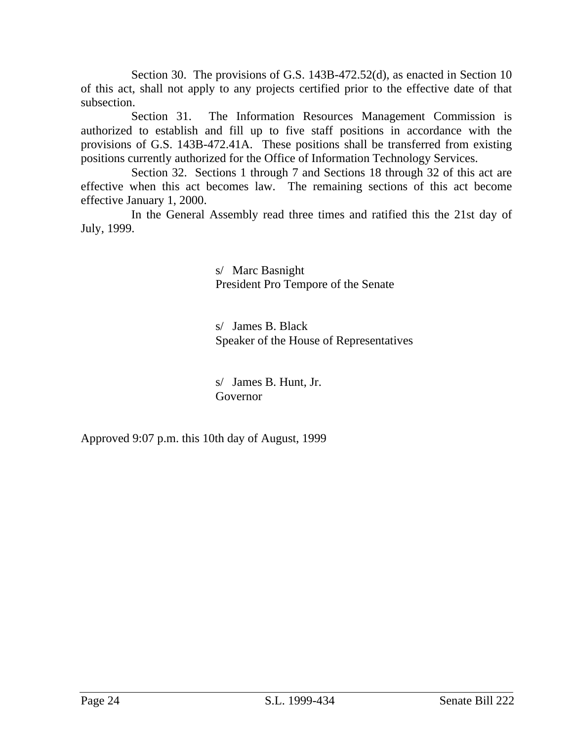Section 30. The provisions of G.S. 143B-472.52(d), as enacted in Section 10 of this act, shall not apply to any projects certified prior to the effective date of that subsection.

Section 31. The Information Resources Management Commission is authorized to establish and fill up to five staff positions in accordance with the provisions of G.S. 143B-472.41A. These positions shall be transferred from existing positions currently authorized for the Office of Information Technology Services.

Section 32. Sections 1 through 7 and Sections 18 through 32 of this act are effective when this act becomes law. The remaining sections of this act become effective January 1, 2000.

In the General Assembly read three times and ratified this the 21st day of July, 1999.

s/ Marc Basnight
President Pro Tempore of the Senate

s/ James B. Black
Speaker of the House of Representatives

s/ James B. Hunt, Jr.
Governor

Approved 9:07 p.m. this 10th day of August, 1999